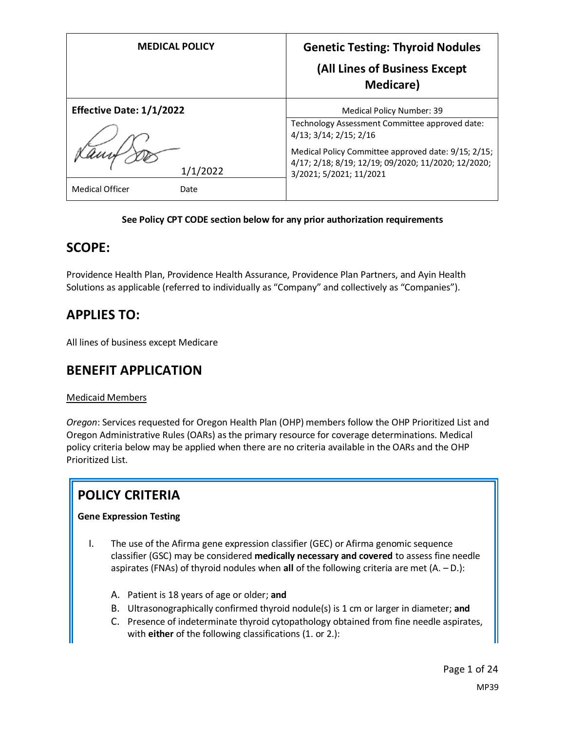| MEDICAL POLICY | Genetic Testing: Thyroid Nodules (All Lines of Business Except Medicare) |
|---|---|
| **Effective Date: 1/1/2022** | Medical Policy Number: 39 |
| 1/1/2022 | Technology Assessment Committee approved date: 4/13; 3/14; 2/15; 2/16 Medical Policy Committee approved date: 9/15; 2/15; 4/17; 2/18; 8/19; 12/19; 09/2020; 11/2020; 12/2020; 3/2021; 5/2021; 11/2021 |
| Medical Officer Date | |

**See Policy CPT CODE section below for any prior authorization requirements**

## SCOPE:

Providence Health Plan, Providence Health Assurance, Providence Plan Partners, and Ayin Health Solutions as applicable (referred to individually as "Company" and collectively as "Companies").

## APPLIES TO:

All lines of business except Medicare

## BENEFIT APPLICATION

Medicaid Members

*Oregon*: Services requested for Oregon Health Plan (OHP) members follow the OHP Prioritized List and Oregon Administrative Rules (OARs) as the primary resource for coverage determinations. Medical policy criteria below may be applied when there are no criteria available in the OARs and the OHP Prioritized List.

## POLICY CRITERIA

**Gene Expression Testing**

I. The use of the Afirma gene expression classifier (GEC) or Afirma genomic sequence classifier (GSC) may be considered **medically necessary and covered** to assess fine needle aspirates (FNAs) of thyroid nodules when **all** of the following criteria are met (A. – D.):

   A. Patient is 18 years of age or older; **and**
   B. Ultrasonographically confirmed thyroid nodule(s) is 1 cm or larger in diameter; **and**
   C. Presence of indeterminate thyroid cytopathology obtained from fine needle aspirates, with **either** of the following classifications (1. or 2.):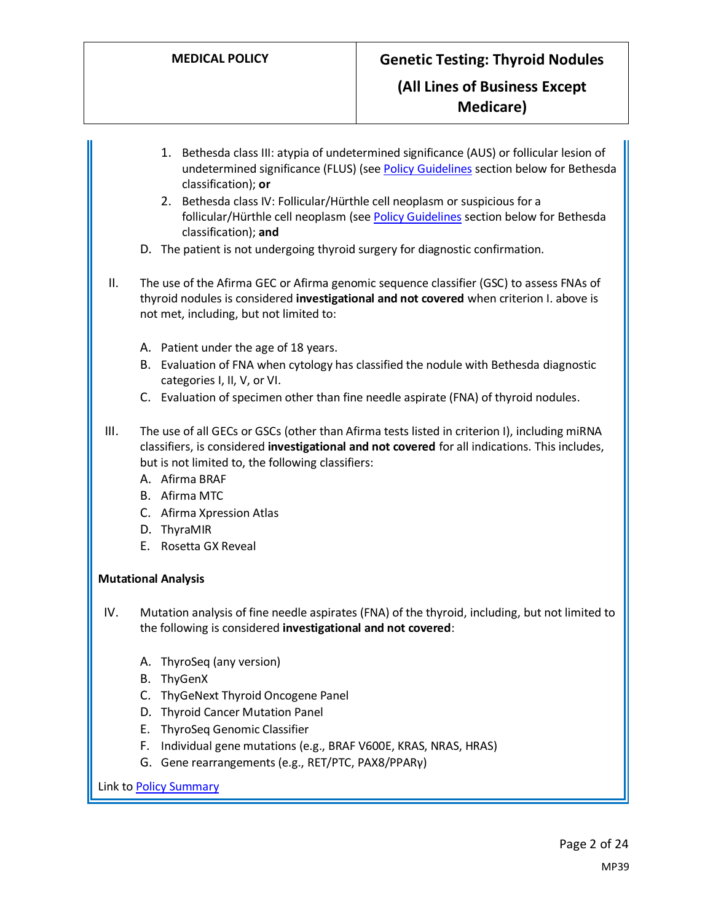1. Bethesda class III: atypia of undetermined significance (AUS) or follicular lesion of undetermined significance (FLUS) (see Policy Guidelines section below for Bethesda classification); **or**
2. Bethesda class IV: Follicular/Hürthle cell neoplasm or suspicious for a follicular/Hürthle cell neoplasm (see Policy Guidelines section below for Bethesda classification); **and**

D. The patient is not undergoing thyroid surgery for diagnostic confirmation.

II. The use of the Afirma GEC or Afirma genomic sequence classifier (GSC) to assess FNAs of thyroid nodules is considered **investigational and not covered** when criterion I. above is not met, including, but not limited to:

A. Patient under the age of 18 years.
B. Evaluation of FNA when cytology has classified the nodule with Bethesda diagnostic categories I, II, V, or VI.
C. Evaluation of specimen other than fine needle aspirate (FNA) of thyroid nodules.

III. The use of all GECs or GSCs (other than Afirma tests listed in criterion I), including miRNA classifiers, is considered **investigational and not covered** for all indications. This includes, but is not limited to, the following classifiers:

A. Afirma BRAF
B. Afirma MTC
C. Afirma Xpression Atlas
D. ThyraMIR
E. Rosetta GX Reveal

**Mutational Analysis**

IV. Mutation analysis of fine needle aspirates (FNA) of the thyroid, including, but not limited to the following is considered **investigational and not covered**:

A. ThyroSeq (any version)
B. ThyGenX
C. ThyGeNext Thyroid Oncogene Panel
D. Thyroid Cancer Mutation Panel
E. ThyroSeq Genomic Classifier
F. Individual gene mutations (e.g., BRAF V600E, KRAS, NRAS, HRAS)
G. Gene rearrangements (e.g., RET/PTC, PAX8/PPARγ)

Link to Policy Summary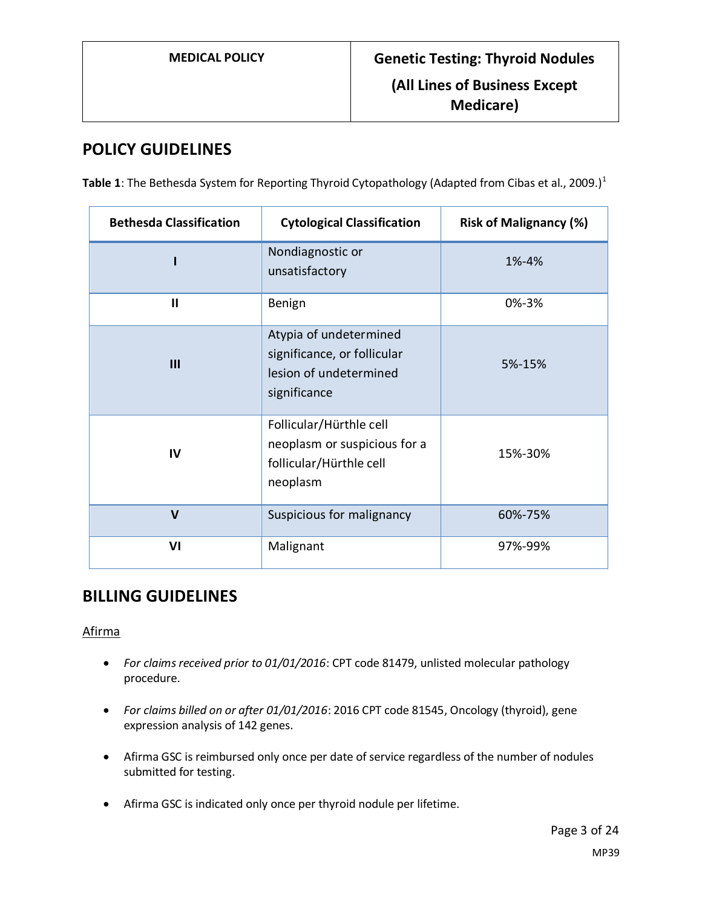## POLICY GUIDELINES

**Table 1**: The Bethesda System for Reporting Thyroid Cytopathology (Adapted from Cibas et al., 2009.)[1]

| Bethesda Classification | Cytological Classification | Risk of Malignancy (%) |
|---|---|---|
| I | Nondiagnostic or unsatisfactory | 1%-4% |
| II | Benign | 0%-3% |
| III | Atypia of undetermined significance, or follicular lesion of undetermined significance | 5%-15% |
| IV | Follicular/Hürthle cell neoplasm or suspicious for a follicular/Hürthle cell neoplasm | 15%-30% |
| V | Suspicious for malignancy | 60%-75% |
| VI | Malignant | 97%-99% |

## BILLING GUIDELINES

Afirma

- *For claims received prior to 01/01/2016*: CPT code 81479, unlisted molecular pathology procedure.
- *For claims billed on or after 01/01/2016*: 2016 CPT code 81545, Oncology (thyroid), gene expression analysis of 142 genes.
- Afirma GSC is reimbursed only once per date of service regardless of the number of nodules submitted for testing.
- Afirma GSC is indicated only once per thyroid nodule per lifetime.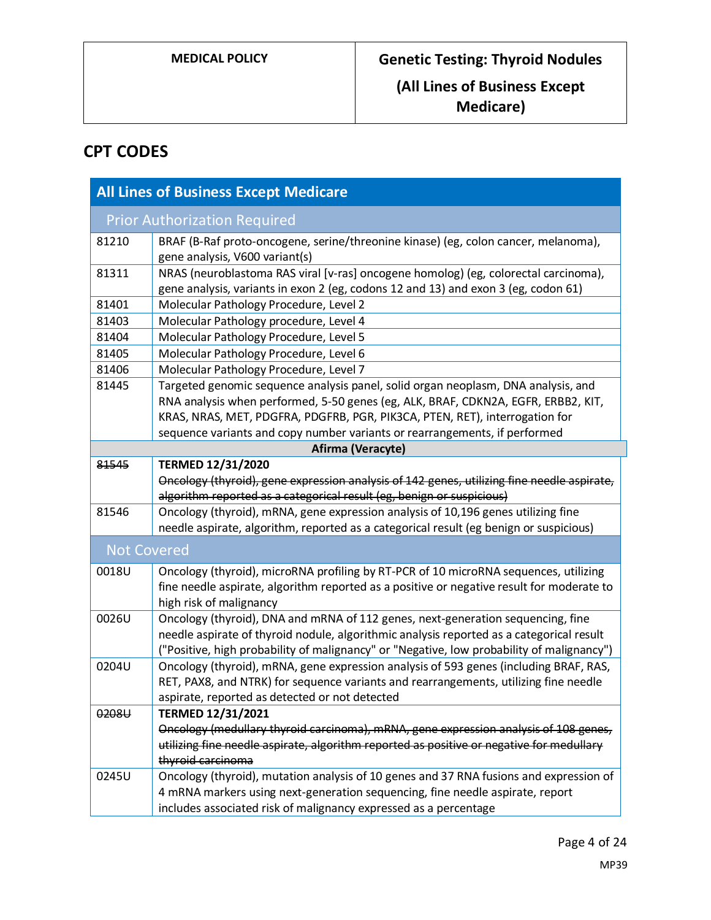## CPT CODES

| All Lines of Business Except Medicare | |
|---|---|
| **Prior Authorization Required** | |
| 81210 | BRAF (B-Raf proto-oncogene, serine/threonine kinase) (eg, colon cancer, melanoma), gene analysis, V600 variant(s) |
| 81311 | NRAS (neuroblastoma RAS viral [v-ras] oncogene homolog) (eg, colorectal carcinoma), gene analysis, variants in exon 2 (eg, codons 12 and 13) and exon 3 (eg, codon 61) |
| 81401 | Molecular Pathology Procedure, Level 2 |
| 81403 | Molecular Pathology procedure, Level 4 |
| 81404 | Molecular Pathology Procedure, Level 5 |
| 81405 | Molecular Pathology Procedure, Level 6 |
| 81406 | Molecular Pathology Procedure, Level 7 |
| 81445 | Targeted genomic sequence analysis panel, solid organ neoplasm, DNA analysis, and RNA analysis when performed, 5-50 genes (eg, ALK, BRAF, CDKN2A, EGFR, ERBB2, KIT, KRAS, NRAS, MET, PDGFRA, PDGFRB, PGR, PIK3CA, PTEN, RET), interrogation for sequence variants and copy number variants or rearrangements, if performed |
| **Afirma (Veracyte)** | |
| ~~81545~~ | **TERMED 12/31/2020** ~~Oncology (thyroid), gene expression analysis of 142 genes, utilizing fine needle aspirate, algorithm reported as a categorical result (eg, benign or suspicious)~~ |
| 81546 | Oncology (thyroid), mRNA, gene expression analysis of 10,196 genes utilizing fine needle aspirate, algorithm, reported as a categorical result (eg benign or suspicious) |
| **Not Covered** | |
| 0018U | Oncology (thyroid), microRNA profiling by RT-PCR of 10 microRNA sequences, utilizing fine needle aspirate, algorithm reported as a positive or negative result for moderate to high risk of malignancy |
| 0026U | Oncology (thyroid), DNA and mRNA of 112 genes, next-generation sequencing, fine needle aspirate of thyroid nodule, algorithmic analysis reported as a categorical result ("Positive, high probability of malignancy" or "Negative, low probability of malignancy") |
| 0204U | Oncology (thyroid), mRNA, gene expression analysis of 593 genes (including BRAF, RAS, RET, PAX8, and NTRK) for sequence variants and rearrangements, utilizing fine needle aspirate, reported as detected or not detected |
| ~~0208U~~ | **TERMED 12/31/2021** ~~Oncology (medullary thyroid carcinoma), mRNA, gene expression analysis of 108 genes, utilizing fine needle aspirate, algorithm reported as positive or negative for medullary thyroid carcinoma~~ |
| 0245U | Oncology (thyroid), mutation analysis of 10 genes and 37 RNA fusions and expression of 4 mRNA markers using next-generation sequencing, fine needle aspirate, report includes associated risk of malignancy expressed as a percentage |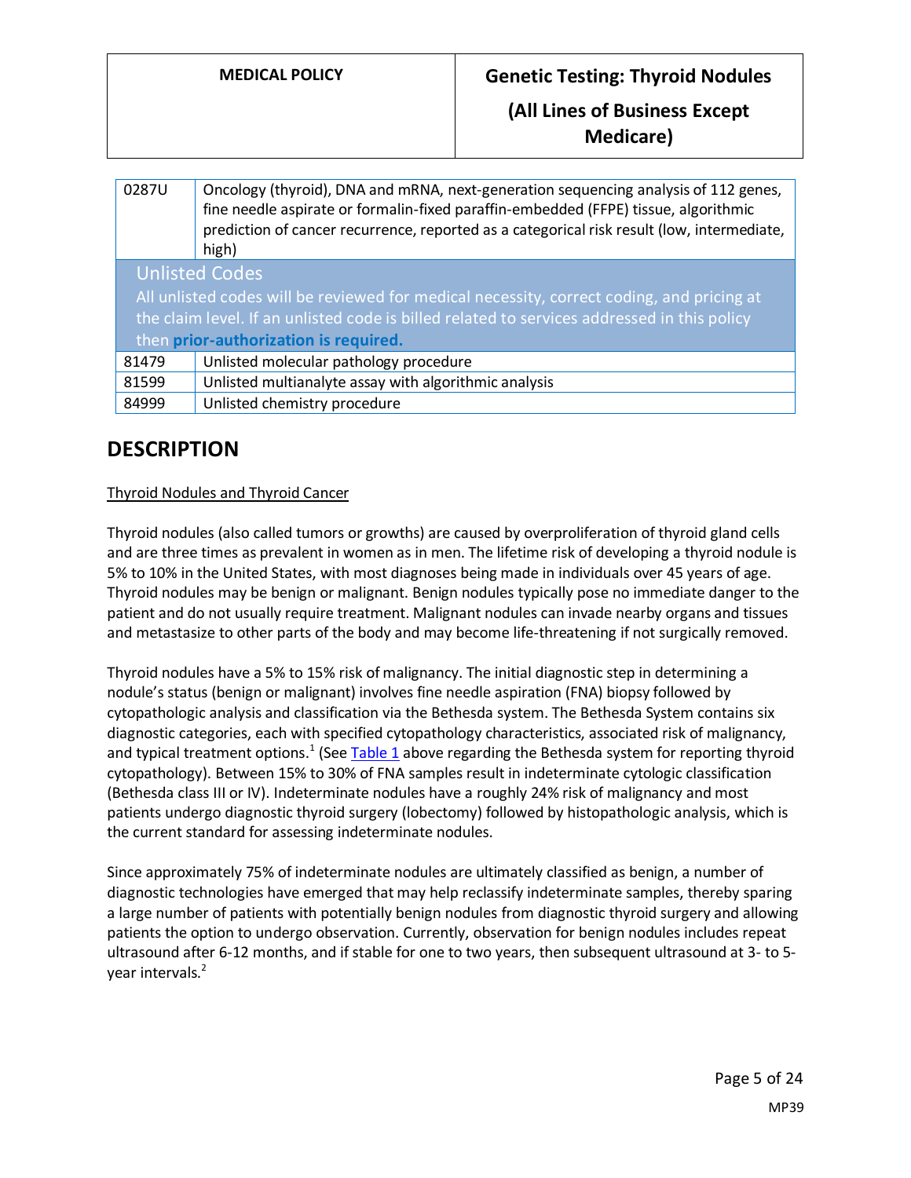| | |
|---|---|
| 0287U | Oncology (thyroid), DNA and mRNA, next-generation sequencing analysis of 112 genes, fine needle aspirate or formalin-fixed paraffin-embedded (FFPE) tissue, algorithmic prediction of cancer recurrence, reported as a categorical risk result (low, intermediate, high) |
| **Unlisted Codes**<br>All unlisted codes will be reviewed for medical necessity, correct coding, and pricing at the claim level. If an unlisted code is billed related to services addressed in this policy then **prior-authorization is required.** | |
| 81479 | Unlisted molecular pathology procedure |
| 81599 | Unlisted multianalyte assay with algorithmic analysis |
| 84999 | Unlisted chemistry procedure |

## DESCRIPTION

Thyroid Nodules and Thyroid Cancer

Thyroid nodules (also called tumors or growths) are caused by overproliferation of thyroid gland cells and are three times as prevalent in women as in men. The lifetime risk of developing a thyroid nodule is 5% to 10% in the United States, with most diagnoses being made in individuals over 45 years of age. Thyroid nodules may be benign or malignant. Benign nodules typically pose no immediate danger to the patient and do not usually require treatment. Malignant nodules can invade nearby organs and tissues and metastasize to other parts of the body and may become life-threatening if not surgically removed.

Thyroid nodules have a 5% to 15% risk of malignancy. The initial diagnostic step in determining a nodule's status (benign or malignant) involves fine needle aspiration (FNA) biopsy followed by cytopathologic analysis and classification via the Bethesda system. The Bethesda System contains six diagnostic categories, each with specified cytopathology characteristics, associated risk of malignancy, and typical treatment options.[1] (See Table 1 above regarding the Bethesda system for reporting thyroid cytopathology). Between 15% to 30% of FNA samples result in indeterminate cytologic classification (Bethesda class III or IV). Indeterminate nodules have a roughly 24% risk of malignancy and most patients undergo diagnostic thyroid surgery (lobectomy) followed by histopathologic analysis, which is the current standard for assessing indeterminate nodules.

Since approximately 75% of indeterminate nodules are ultimately classified as benign, a number of diagnostic technologies have emerged that may help reclassify indeterminate samples, thereby sparing a large number of patients with potentially benign nodules from diagnostic thyroid surgery and allowing patients the option to undergo observation. Currently, observation for benign nodules includes repeat ultrasound after 6-12 months, and if stable for one to two years, then subsequent ultrasound at 3- to 5-year intervals.[2]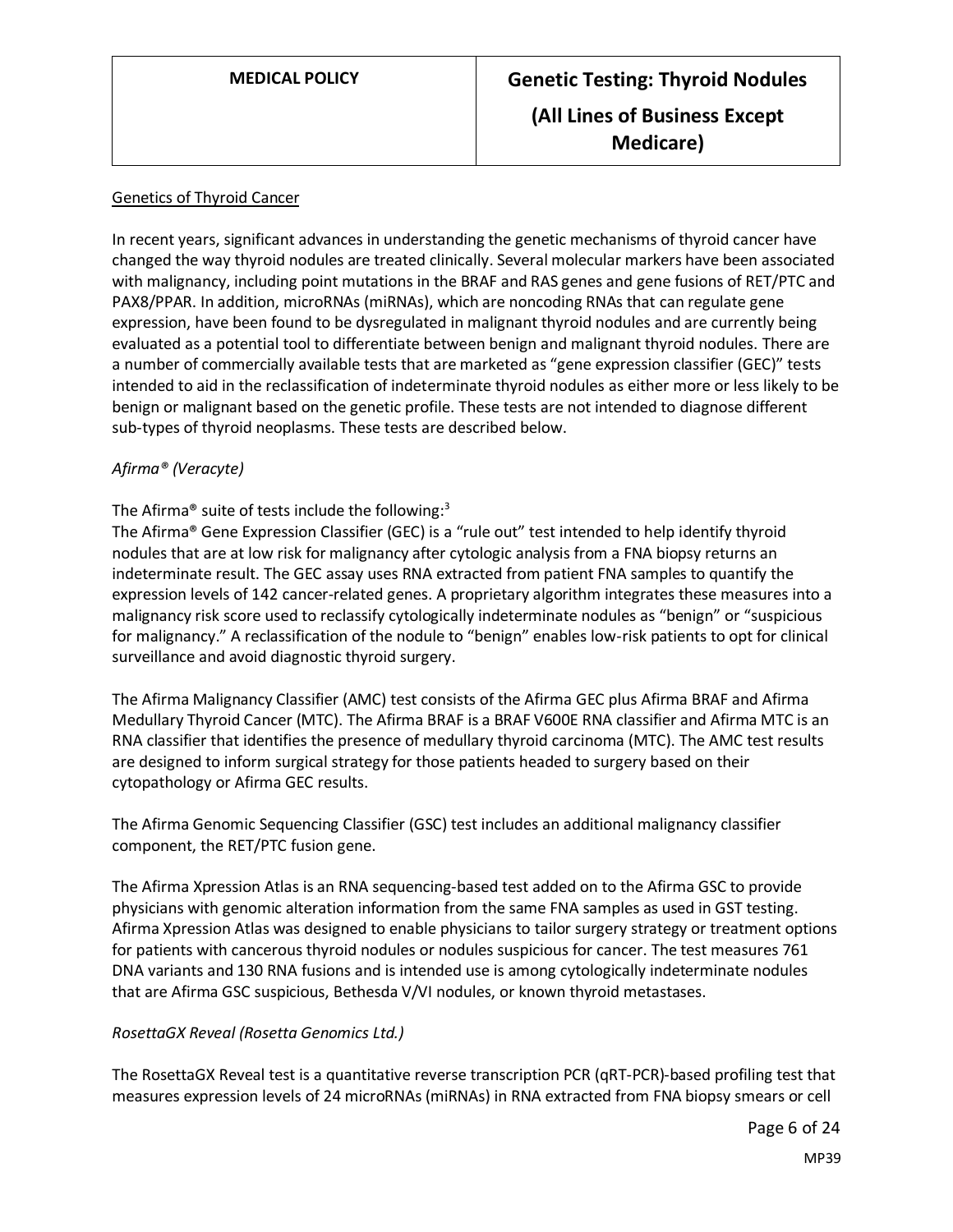## Genetics of Thyroid Cancer

In recent years, significant advances in understanding the genetic mechanisms of thyroid cancer have changed the way thyroid nodules are treated clinically. Several molecular markers have been associated with malignancy, including point mutations in the BRAF and RAS genes and gene fusions of RET/PTC and PAX8/PPAR. In addition, microRNAs (miRNAs), which are noncoding RNAs that can regulate gene expression, have been found to be dysregulated in malignant thyroid nodules and are currently being evaluated as a potential tool to differentiate between benign and malignant thyroid nodules. There are a number of commercially available tests that are marketed as "gene expression classifier (GEC)" tests intended to aid in the reclassification of indeterminate thyroid nodules as either more or less likely to be benign or malignant based on the genetic profile. These tests are not intended to diagnose different sub-types of thyroid neoplasms. These tests are described below.

### *Afirma® (Veracyte)*

The Afirma® suite of tests include the following:[3]
The Afirma® Gene Expression Classifier (GEC) is a "rule out" test intended to help identify thyroid nodules that are at low risk for malignancy after cytologic analysis from a FNA biopsy returns an indeterminate result. The GEC assay uses RNA extracted from patient FNA samples to quantify the expression levels of 142 cancer-related genes. A proprietary algorithm integrates these measures into a malignancy risk score used to reclassify cytologically indeterminate nodules as "benign" or "suspicious for malignancy." A reclassification of the nodule to "benign" enables low-risk patients to opt for clinical surveillance and avoid diagnostic thyroid surgery.

The Afirma Malignancy Classifier (AMC) test consists of the Afirma GEC plus Afirma BRAF and Afirma Medullary Thyroid Cancer (MTC). The Afirma BRAF is a BRAF V600E RNA classifier and Afirma MTC is an RNA classifier that identifies the presence of medullary thyroid carcinoma (MTC). The AMC test results are designed to inform surgical strategy for those patients headed to surgery based on their cytopathology or Afirma GEC results.

The Afirma Genomic Sequencing Classifier (GSC) test includes an additional malignancy classifier component, the RET/PTC fusion gene.

The Afirma Xpression Atlas is an RNA sequencing-based test added on to the Afirma GSC to provide physicians with genomic alteration information from the same FNA samples as used in GST testing. Afirma Xpression Atlas was designed to enable physicians to tailor surgery strategy or treatment options for patients with cancerous thyroid nodules or nodules suspicious for cancer. The test measures 761 DNA variants and 130 RNA fusions and is intended use is among cytologically indeterminate nodules that are Afirma GSC suspicious, Bethesda V/VI nodules, or known thyroid metastases.

### *RosettaGX Reveal (Rosetta Genomics Ltd.)*

The RosettaGX Reveal test is a quantitative reverse transcription PCR (qRT-PCR)-based profiling test that measures expression levels of 24 microRNAs (miRNAs) in RNA extracted from FNA biopsy smears or cell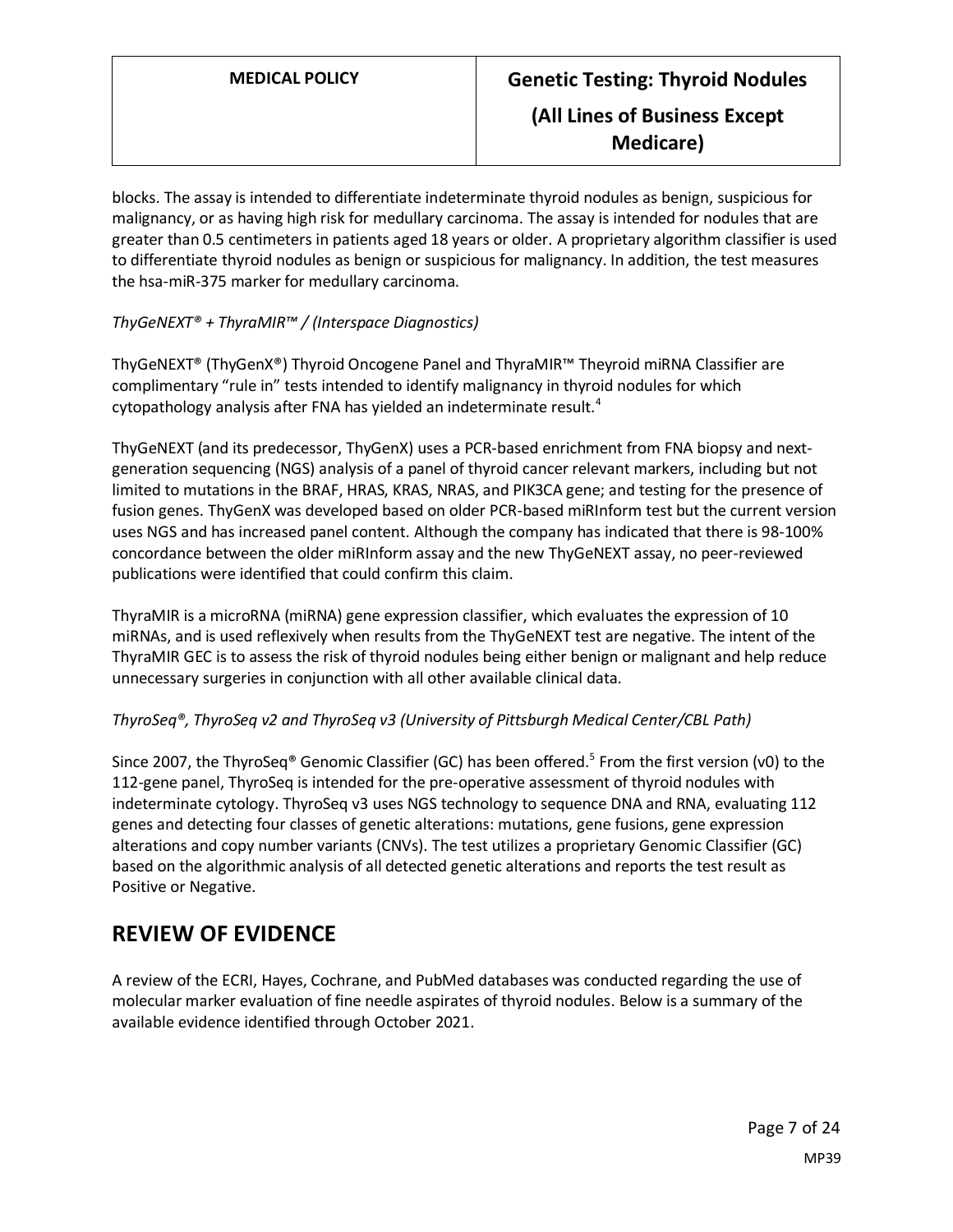blocks. The assay is intended to differentiate indeterminate thyroid nodules as benign, suspicious for malignancy, or as having high risk for medullary carcinoma. The assay is intended for nodules that are greater than 0.5 centimeters in patients aged 18 years or older. A proprietary algorithm classifier is used to differentiate thyroid nodules as benign or suspicious for malignancy. In addition, the test measures the hsa-miR-375 marker for medullary carcinoma.

*ThyGeNEXT® + ThyraMIR™ / (Interspace Diagnostics)*

ThyGeNEXT® (ThyGenX®) Thyroid Oncogene Panel and ThyraMIR™ Theyroid miRNA Classifier are complimentary "rule in" tests intended to identify malignancy in thyroid nodules for which cytopathology analysis after FNA has yielded an indeterminate result.[4]

ThyGeNEXT (and its predecessor, ThyGenX) uses a PCR-based enrichment from FNA biopsy and next-generation sequencing (NGS) analysis of a panel of thyroid cancer relevant markers, including but not limited to mutations in the BRAF, HRAS, KRAS, NRAS, and PIK3CA gene; and testing for the presence of fusion genes. ThyGenX was developed based on older PCR-based miRInform test but the current version uses NGS and has increased panel content. Although the company has indicated that there is 98-100% concordance between the older miRInform assay and the new ThyGeNEXT assay, no peer-reviewed publications were identified that could confirm this claim.

ThyraMIR is a microRNA (miRNA) gene expression classifier, which evaluates the expression of 10 miRNAs, and is used reflexively when results from the ThyGeNEXT test are negative. The intent of the ThyraMIR GEC is to assess the risk of thyroid nodules being either benign or malignant and help reduce unnecessary surgeries in conjunction with all other available clinical data.

*ThyroSeq®, ThyroSeq v2 and ThyroSeq v3 (University of Pittsburgh Medical Center/CBL Path)*

Since 2007, the ThyroSeq® Genomic Classifier (GC) has been offered.[5] From the first version (v0) to the 112-gene panel, ThyroSeq is intended for the pre-operative assessment of thyroid nodules with indeterminate cytology. ThyroSeq v3 uses NGS technology to sequence DNA and RNA, evaluating 112 genes and detecting four classes of genetic alterations: mutations, gene fusions, gene expression alterations and copy number variants (CNVs). The test utilizes a proprietary Genomic Classifier (GC) based on the algorithmic analysis of all detected genetic alterations and reports the test result as Positive or Negative.

## REVIEW OF EVIDENCE

A review of the ECRI, Hayes, Cochrane, and PubMed databases was conducted regarding the use of molecular marker evaluation of fine needle aspirates of thyroid nodules. Below is a summary of the available evidence identified through October 2021.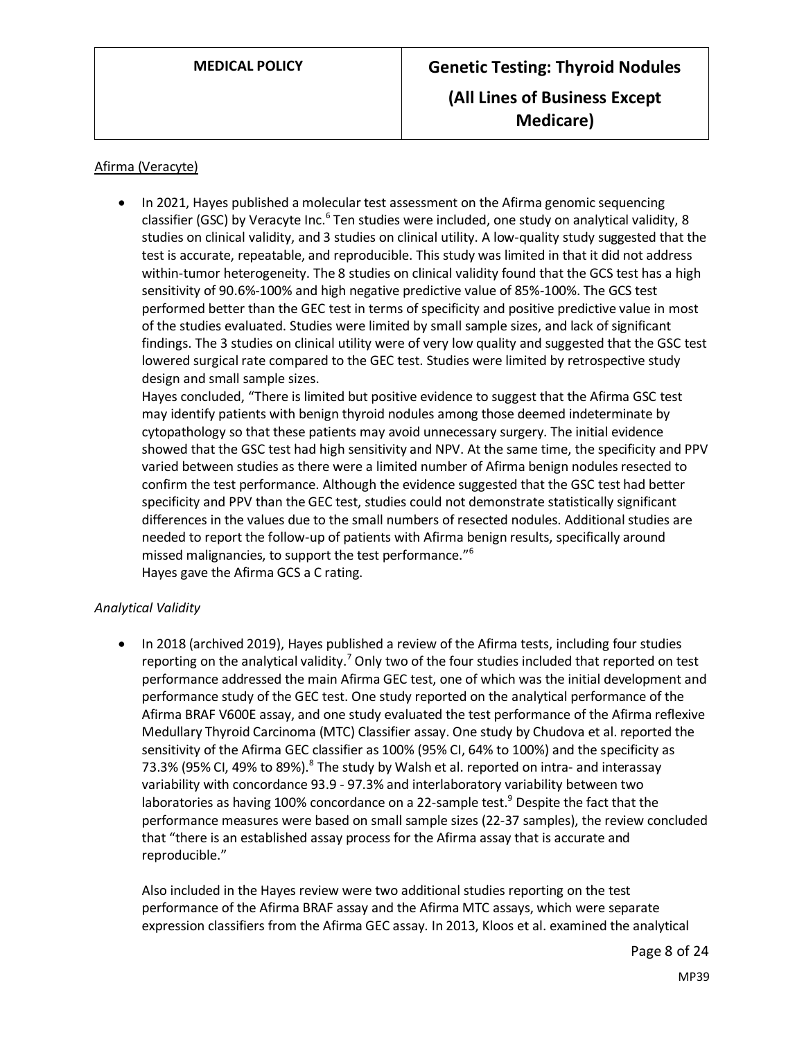<u>Afirma (Veracyte)</u>

- In 2021, Hayes published a molecular test assessment on the Afirma genomic sequencing classifier (GSC) by Veracyte Inc.[6] Ten studies were included, one study on analytical validity, 8 studies on clinical validity, and 3 studies on clinical utility. A low-quality study suggested that the test is accurate, repeatable, and reproducible. This study was limited in that it did not address within-tumor heterogeneity. The 8 studies on clinical validity found that the GCS test has a high sensitivity of 90.6%-100% and high negative predictive value of 85%-100%. The GCS test performed better than the GEC test in terms of specificity and positive predictive value in most of the studies evaluated. Studies were limited by small sample sizes, and lack of significant findings. The 3 studies on clinical utility were of very low quality and suggested that the GSC test lowered surgical rate compared to the GEC test. Studies were limited by retrospective study design and small sample sizes.

  Hayes concluded, "There is limited but positive evidence to suggest that the Afirma GSC test may identify patients with benign thyroid nodules among those deemed indeterminate by cytopathology so that these patients may avoid unnecessary surgery. The initial evidence showed that the GSC test had high sensitivity and NPV. At the same time, the specificity and PPV varied between studies as there were a limited number of Afirma benign nodules resected to confirm the test performance. Although the evidence suggested that the GSC test had better specificity and PPV than the GEC test, studies could not demonstrate statistically significant differences in the values due to the small numbers of resected nodules. Additional studies are needed to report the follow-up of patients with Afirma benign results, specifically around missed malignancies, to support the test performance."[6]

  Hayes gave the Afirma GCS a C rating.

*Analytical Validity*

- In 2018 (archived 2019), Hayes published a review of the Afirma tests, including four studies reporting on the analytical validity.[7] Only two of the four studies included that reported on test performance addressed the main Afirma GEC test, one of which was the initial development and performance study of the GEC test. One study reported on the analytical performance of the Afirma BRAF V600E assay, and one study evaluated the test performance of the Afirma reflexive Medullary Thyroid Carcinoma (MTC) Classifier assay. One study by Chudova et al. reported the sensitivity of the Afirma GEC classifier as 100% (95% CI, 64% to 100%) and the specificity as 73.3% (95% CI, 49% to 89%).[8] The study by Walsh et al. reported on intra- and interassay variability with concordance 93.9 - 97.3% and interlaboratory variability between two laboratories as having 100% concordance on a 22-sample test.[9] Despite the fact that the performance measures were based on small sample sizes (22-37 samples), the review concluded that "there is an established assay process for the Afirma assay that is accurate and reproducible."

  Also included in the Hayes review were two additional studies reporting on the test performance of the Afirma BRAF assay and the Afirma MTC assays, which were separate expression classifiers from the Afirma GEC assay. In 2013, Kloos et al. examined the analytical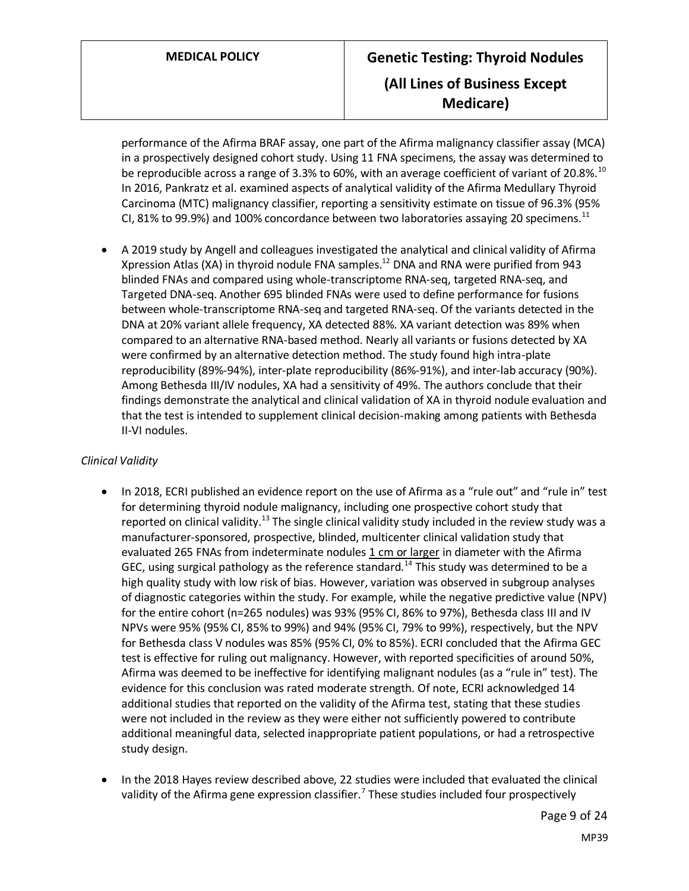performance of the Afirma BRAF assay, one part of the Afirma malignancy classifier assay (MCA) in a prospectively designed cohort study. Using 11 FNA specimens, the assay was determined to be reproducible across a range of 3.3% to 60%, with an average coefficient of variant of 20.8%.[10] In 2016, Pankratz et al. examined aspects of analytical validity of the Afirma Medullary Thyroid Carcinoma (MTC) malignancy classifier, reporting a sensitivity estimate on tissue of 96.3% (95% CI, 81% to 99.9%) and 100% concordance between two laboratories assaying 20 specimens.[11]

- A 2019 study by Angell and colleagues investigated the analytical and clinical validity of Afirma Xpression Atlas (XA) in thyroid nodule FNA samples.[12] DNA and RNA were purified from 943 blinded FNAs and compared using whole-transcriptome RNA-seq, targeted RNA-seq, and Targeted DNA-seq. Another 695 blinded FNAs were used to define performance for fusions between whole-transcriptome RNA-seq and targeted RNA-seq. Of the variants detected in the DNA at 20% variant allele frequency, XA detected 88%. XA variant detection was 89% when compared to an alternative RNA-based method. Nearly all variants or fusions detected by XA were confirmed by an alternative detection method. The study found high intra-plate reproducibility (89%-94%), inter-plate reproducibility (86%-91%), and inter-lab accuracy (90%). Among Bethesda III/IV nodules, XA had a sensitivity of 49%. The authors conclude that their findings demonstrate the analytical and clinical validation of XA in thyroid nodule evaluation and that the test is intended to supplement clinical decision-making among patients with Bethesda II-VI nodules.

*Clinical Validity*

- In 2018, ECRI published an evidence report on the use of Afirma as a "rule out" and "rule in" test for determining thyroid nodule malignancy, including one prospective cohort study that reported on clinical validity.[13] The single clinical validity study included in the review study was a manufacturer-sponsored, prospective, blinded, multicenter clinical validation study that evaluated 265 FNAs from indeterminate nodules 1 cm or larger in diameter with the Afirma GEC, using surgical pathology as the reference standard.[14] This study was determined to be a high quality study with low risk of bias. However, variation was observed in subgroup analyses of diagnostic categories within the study. For example, while the negative predictive value (NPV) for the entire cohort (n=265 nodules) was 93% (95% CI, 86% to 97%), Bethesda class III and IV NPVs were 95% (95% CI, 85% to 99%) and 94% (95% CI, 79% to 99%), respectively, but the NPV for Bethesda class V nodules was 85% (95% CI, 0% to 85%). ECRI concluded that the Afirma GEC test is effective for ruling out malignancy. However, with reported specificities of around 50%, Afirma was deemed to be ineffective for identifying malignant nodules (as a "rule in" test). The evidence for this conclusion was rated moderate strength. Of note, ECRI acknowledged 14 additional studies that reported on the validity of the Afirma test, stating that these studies were not included in the review as they were either not sufficiently powered to contribute additional meaningful data, selected inappropriate patient populations, or had a retrospective study design.

- In the 2018 Hayes review described above, 22 studies were included that evaluated the clinical validity of the Afirma gene expression classifier.[7] These studies included four prospectively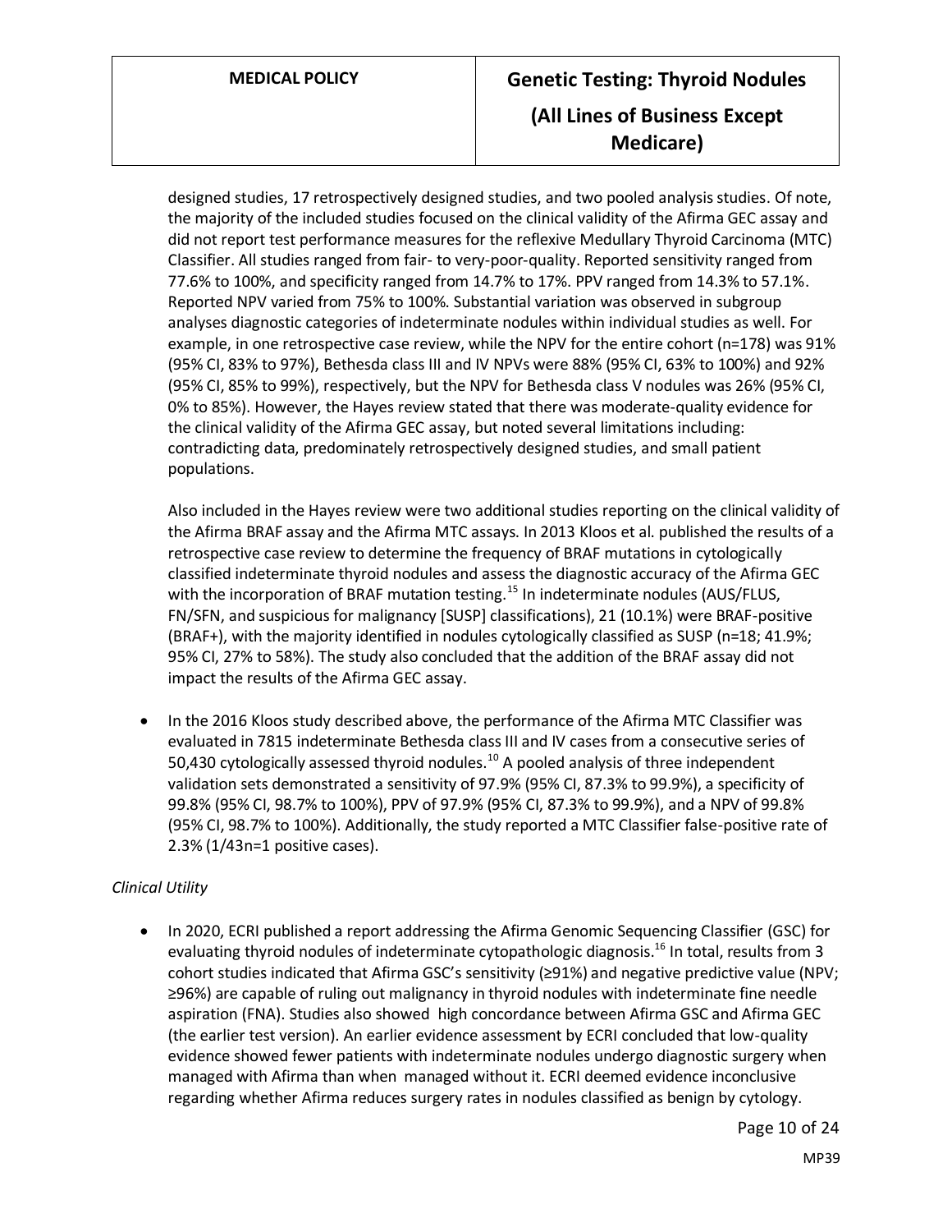designed studies, 17 retrospectively designed studies, and two pooled analysis studies. Of note, the majority of the included studies focused on the clinical validity of the Afirma GEC assay and did not report test performance measures for the reflexive Medullary Thyroid Carcinoma (MTC) Classifier. All studies ranged from fair- to very-poor-quality. Reported sensitivity ranged from 77.6% to 100%, and specificity ranged from 14.7% to 17%. PPV ranged from 14.3% to 57.1%. Reported NPV varied from 75% to 100%. Substantial variation was observed in subgroup analyses diagnostic categories of indeterminate nodules within individual studies as well. For example, in one retrospective case review, while the NPV for the entire cohort (n=178) was 91% (95% CI, 83% to 97%), Bethesda class III and IV NPVs were 88% (95% CI, 63% to 100%) and 92% (95% CI, 85% to 99%), respectively, but the NPV for Bethesda class V nodules was 26% (95% CI, 0% to 85%). However, the Hayes review stated that there was moderate-quality evidence for the clinical validity of the Afirma GEC assay, but noted several limitations including: contradicting data, predominately retrospectively designed studies, and small patient populations.

Also included in the Hayes review were two additional studies reporting on the clinical validity of the Afirma BRAF assay and the Afirma MTC assays. In 2013 Kloos et al. published the results of a retrospective case review to determine the frequency of BRAF mutations in cytologically classified indeterminate thyroid nodules and assess the diagnostic accuracy of the Afirma GEC with the incorporation of BRAF mutation testing.[15] In indeterminate nodules (AUS/FLUS, FN/SFN, and suspicious for malignancy [SUSP] classifications), 21 (10.1%) were BRAF-positive (BRAF+), with the majority identified in nodules cytologically classified as SUSP (n=18; 41.9%; 95% CI, 27% to 58%). The study also concluded that the addition of the BRAF assay did not impact the results of the Afirma GEC assay.

- In the 2016 Kloos study described above, the performance of the Afirma MTC Classifier was evaluated in 7815 indeterminate Bethesda class III and IV cases from a consecutive series of 50,430 cytologically assessed thyroid nodules.[10] A pooled analysis of three independent validation sets demonstrated a sensitivity of 97.9% (95% CI, 87.3% to 99.9%), a specificity of 99.8% (95% CI, 98.7% to 100%), PPV of 97.9% (95% CI, 87.3% to 99.9%), and a NPV of 99.8% (95% CI, 98.7% to 100%). Additionally, the study reported a MTC Classifier false-positive rate of 2.3% (1/43n=1 positive cases).

*Clinical Utility*

- In 2020, ECRI published a report addressing the Afirma Genomic Sequencing Classifier (GSC) for evaluating thyroid nodules of indeterminate cytopathologic diagnosis.[16] In total, results from 3 cohort studies indicated that Afirma GSC's sensitivity (≥91%) and negative predictive value (NPV; ≥96%) are capable of ruling out malignancy in thyroid nodules with indeterminate fine needle aspiration (FNA). Studies also showed high concordance between Afirma GSC and Afirma GEC (the earlier test version). An earlier evidence assessment by ECRI concluded that low-quality evidence showed fewer patients with indeterminate nodules undergo diagnostic surgery when managed with Afirma than when managed without it. ECRI deemed evidence inconclusive regarding whether Afirma reduces surgery rates in nodules classified as benign by cytology.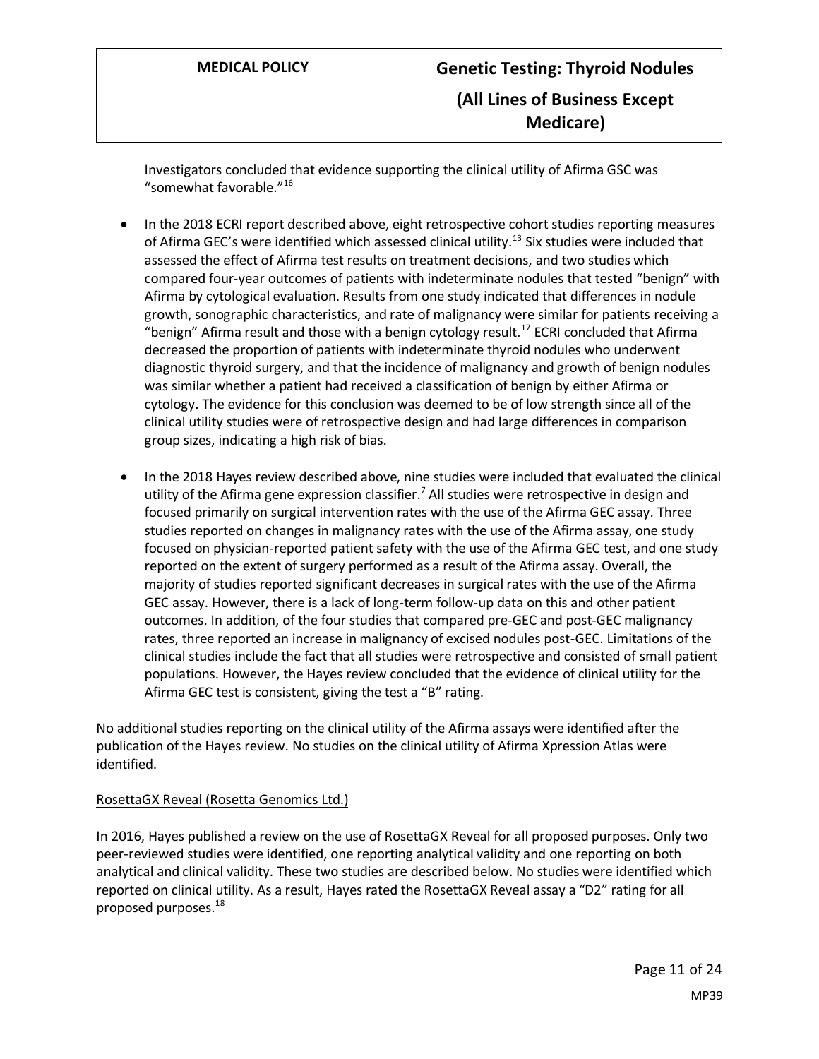Investigators concluded that evidence supporting the clinical utility of Afirma GSC was "somewhat favorable."[16]

- In the 2018 ECRI report described above, eight retrospective cohort studies reporting measures of Afirma GEC's were identified which assessed clinical utility.[13] Six studies were included that assessed the effect of Afirma test results on treatment decisions, and two studies which compared four-year outcomes of patients with indeterminate nodules that tested "benign" with Afirma by cytological evaluation. Results from one study indicated that differences in nodule growth, sonographic characteristics, and rate of malignancy were similar for patients receiving a "benign" Afirma result and those with a benign cytology result.[17] ECRI concluded that Afirma decreased the proportion of patients with indeterminate thyroid nodules who underwent diagnostic thyroid surgery, and that the incidence of malignancy and growth of benign nodules was similar whether a patient had received a classification of benign by either Afirma or cytology. The evidence for this conclusion was deemed to be of low strength since all of the clinical utility studies were of retrospective design and had large differences in comparison group sizes, indicating a high risk of bias.

- In the 2018 Hayes review described above, nine studies were included that evaluated the clinical utility of the Afirma gene expression classifier.[7] All studies were retrospective in design and focused primarily on surgical intervention rates with the use of the Afirma GEC assay. Three studies reported on changes in malignancy rates with the use of the Afirma assay, one study focused on physician-reported patient safety with the use of the Afirma GEC test, and one study reported on the extent of surgery performed as a result of the Afirma assay. Overall, the majority of studies reported significant decreases in surgical rates with the use of the Afirma GEC assay. However, there is a lack of long-term follow-up data on this and other patient outcomes. In addition, of the four studies that compared pre-GEC and post-GEC malignancy rates, three reported an increase in malignancy of excised nodules post-GEC. Limitations of the clinical studies include the fact that all studies were retrospective and consisted of small patient populations. However, the Hayes review concluded that the evidence of clinical utility for the Afirma GEC test is consistent, giving the test a "B" rating.

No additional studies reporting on the clinical utility of the Afirma assays were identified after the publication of the Hayes review. No studies on the clinical utility of Afirma Xpression Atlas were identified.

<u>RosettaGX Reveal (Rosetta Genomics Ltd.)</u>

In 2016, Hayes published a review on the use of RosettaGX Reveal for all proposed purposes. Only two peer-reviewed studies were identified, one reporting analytical validity and one reporting on both analytical and clinical validity. These two studies are described below. No studies were identified which reported on clinical utility. As a result, Hayes rated the RosettaGX Reveal assay a "D2" rating for all proposed purposes.[18]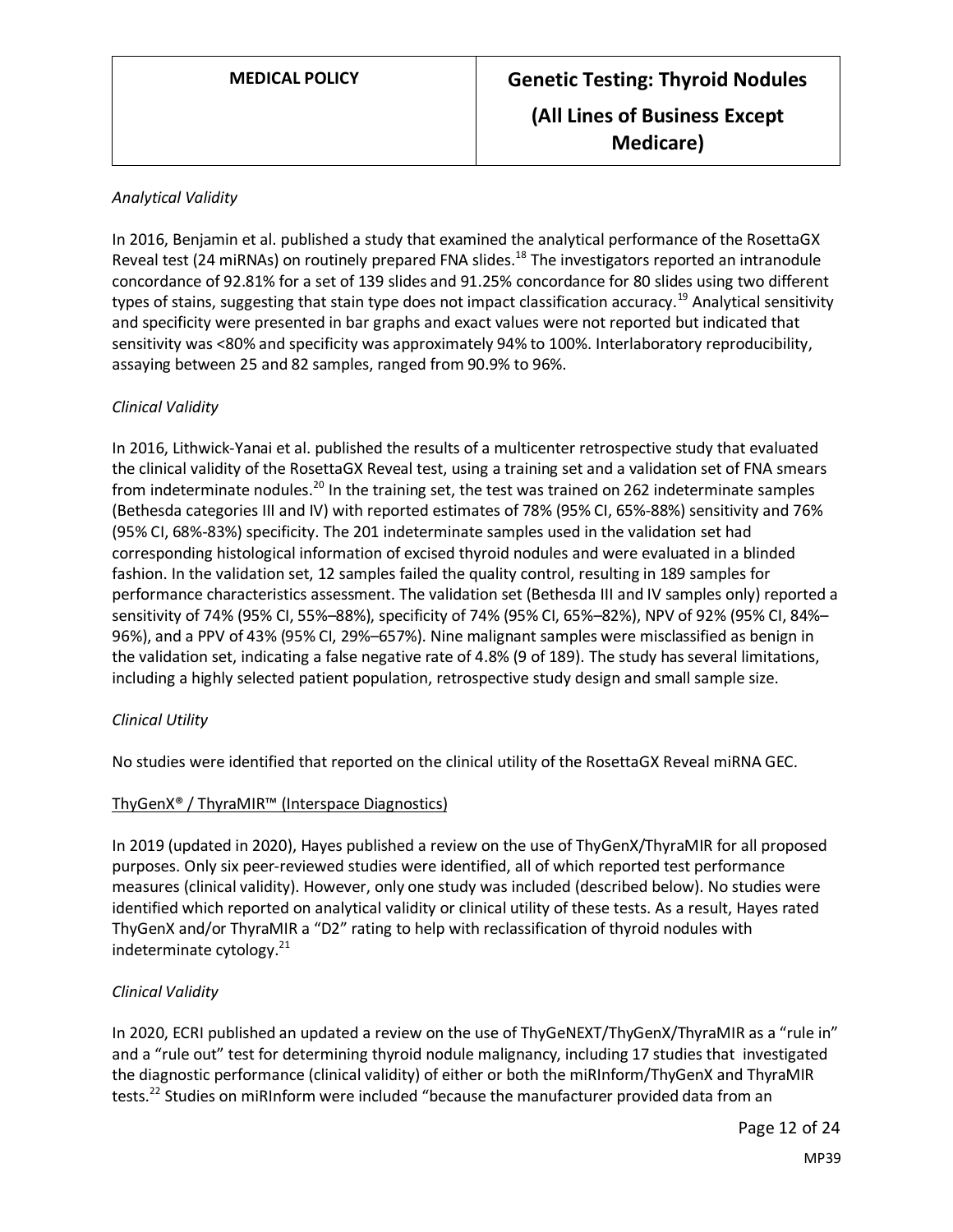*Analytical Validity*

In 2016, Benjamin et al. published a study that examined the analytical performance of the RosettaGX Reveal test (24 miRNAs) on routinely prepared FNA slides.[18] The investigators reported an intranodule concordance of 92.81% for a set of 139 slides and 91.25% concordance for 80 slides using two different types of stains, suggesting that stain type does not impact classification accuracy.[19] Analytical sensitivity and specificity were presented in bar graphs and exact values were not reported but indicated that sensitivity was <80% and specificity was approximately 94% to 100%. Interlaboratory reproducibility, assaying between 25 and 82 samples, ranged from 90.9% to 96%.

*Clinical Validity*

In 2016, Lithwick-Yanai et al. published the results of a multicenter retrospective study that evaluated the clinical validity of the RosettaGX Reveal test, using a training set and a validation set of FNA smears from indeterminate nodules.[20] In the training set, the test was trained on 262 indeterminate samples (Bethesda categories III and IV) with reported estimates of 78% (95% CI, 65%-88%) sensitivity and 76% (95% CI, 68%-83%) specificity. The 201 indeterminate samples used in the validation set had corresponding histological information of excised thyroid nodules and were evaluated in a blinded fashion. In the validation set, 12 samples failed the quality control, resulting in 189 samples for performance characteristics assessment. The validation set (Bethesda III and IV samples only) reported a sensitivity of 74% (95% CI, 55%–88%), specificity of 74% (95% CI, 65%–82%), NPV of 92% (95% CI, 84%–96%), and a PPV of 43% (95% CI, 29%–657%). Nine malignant samples were misclassified as benign in the validation set, indicating a false negative rate of 4.8% (9 of 189). The study has several limitations, including a highly selected patient population, retrospective study design and small sample size.

*Clinical Utility*

No studies were identified that reported on the clinical utility of the RosettaGX Reveal miRNA GEC.

<u>ThyGenX® / ThyraMIR™ (Interspace Diagnostics)</u>

In 2019 (updated in 2020), Hayes published a review on the use of ThyGenX/ThyraMIR for all proposed purposes. Only six peer-reviewed studies were identified, all of which reported test performance measures (clinical validity). However, only one study was included (described below). No studies were identified which reported on analytical validity or clinical utility of these tests. As a result, Hayes rated ThyGenX and/or ThyraMIR a "D2" rating to help with reclassification of thyroid nodules with indeterminate cytology.[21]

*Clinical Validity*

In 2020, ECRI published an updated a review on the use of ThyGeNEXT/ThyGenX/ThyraMIR as a "rule in" and a "rule out" test for determining thyroid nodule malignancy, including 17 studies that investigated the diagnostic performance (clinical validity) of either or both the miRInform/ThyGenX and ThyraMIR tests.[22] Studies on miRInform were included "because the manufacturer provided data from an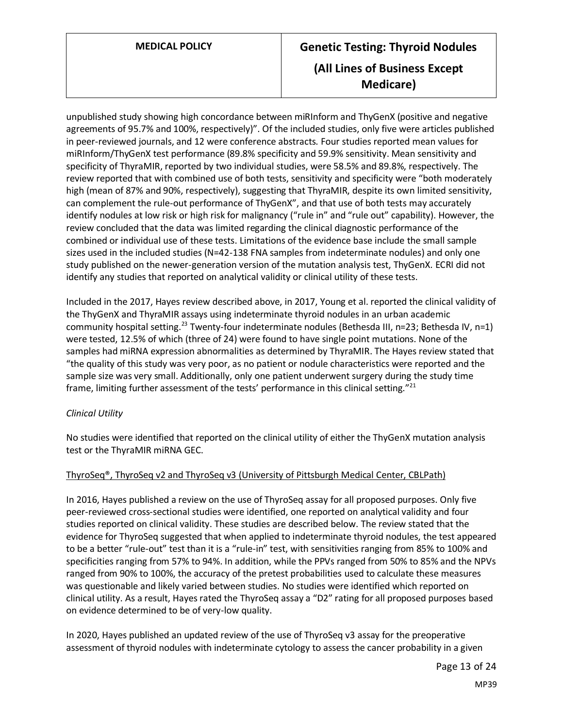unpublished study showing high concordance between miRInform and ThyGenX (positive and negative agreements of 95.7% and 100%, respectively)". Of the included studies, only five were articles published in peer-reviewed journals, and 12 were conference abstracts. Four studies reported mean values for miRInform/ThyGenX test performance (89.8% specificity and 59.9% sensitivity. Mean sensitivity and specificity of ThyraMIR, reported by two individual studies, were 58.5% and 89.8%, respectively. The review reported that with combined use of both tests, sensitivity and specificity were "both moderately high (mean of 87% and 90%, respectively), suggesting that ThyraMIR, despite its own limited sensitivity, can complement the rule-out performance of ThyGenX", and that use of both tests may accurately identify nodules at low risk or high risk for malignancy ("rule in" and "rule out" capability). However, the review concluded that the data was limited regarding the clinical diagnostic performance of the combined or individual use of these tests. Limitations of the evidence base include the small sample sizes used in the included studies (N=42-138 FNA samples from indeterminate nodules) and only one study published on the newer-generation version of the mutation analysis test, ThyGenX. ECRI did not identify any studies that reported on analytical validity or clinical utility of these tests.

Included in the 2017, Hayes review described above, in 2017, Young et al. reported the clinical validity of the ThyGenX and ThyraMIR assays using indeterminate thyroid nodules in an urban academic community hospital setting.[23] Twenty-four indeterminate nodules (Bethesda III, n=23; Bethesda IV, n=1) were tested, 12.5% of which (three of 24) were found to have single point mutations. None of the samples had miRNA expression abnormalities as determined by ThyraMIR. The Hayes review stated that "the quality of this study was very poor, as no patient or nodule characteristics were reported and the sample size was very small. Additionally, only one patient underwent surgery during the study time frame, limiting further assessment of the tests' performance in this clinical setting."[21]

*Clinical Utility*

No studies were identified that reported on the clinical utility of either the ThyGenX mutation analysis test or the ThyraMIR miRNA GEC.

<u>ThyroSeq®, ThyroSeq v2 and ThyroSeq v3 (University of Pittsburgh Medical Center, CBLPath)</u>

In 2016, Hayes published a review on the use of ThyroSeq assay for all proposed purposes. Only five peer-reviewed cross-sectional studies were identified, one reported on analytical validity and four studies reported on clinical validity. These studies are described below. The review stated that the evidence for ThyroSeq suggested that when applied to indeterminate thyroid nodules, the test appeared to be a better "rule-out" test than it is a "rule-in" test, with sensitivities ranging from 85% to 100% and specificities ranging from 57% to 94%. In addition, while the PPVs ranged from 50% to 85% and the NPVs ranged from 90% to 100%, the accuracy of the pretest probabilities used to calculate these measures was questionable and likely varied between studies. No studies were identified which reported on clinical utility. As a result, Hayes rated the ThyroSeq assay a "D2" rating for all proposed purposes based on evidence determined to be of very-low quality.

In 2020, Hayes published an updated review of the use of ThyroSeq v3 assay for the preoperative assessment of thyroid nodules with indeterminate cytology to assess the cancer probability in a given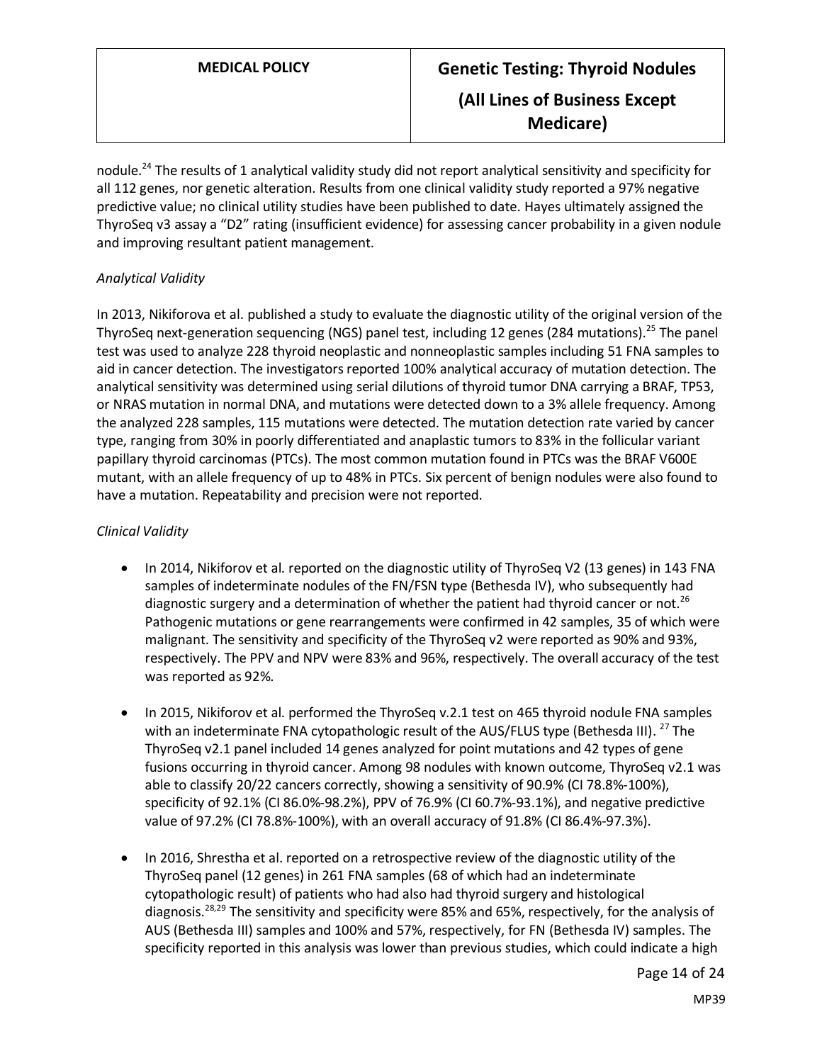nodule.[24] The results of 1 analytical validity study did not report analytical sensitivity and specificity for all 112 genes, nor genetic alteration. Results from one clinical validity study reported a 97% negative predictive value; no clinical utility studies have been published to date. Hayes ultimately assigned the ThyroSeq v3 assay a "D2" rating (insufficient evidence) for assessing cancer probability in a given nodule and improving resultant patient management.

*Analytical Validity*

In 2013, Nikiforova et al. published a study to evaluate the diagnostic utility of the original version of the ThyroSeq next-generation sequencing (NGS) panel test, including 12 genes (284 mutations).[25] The panel test was used to analyze 228 thyroid neoplastic and nonneoplastic samples including 51 FNA samples to aid in cancer detection. The investigators reported 100% analytical accuracy of mutation detection. The analytical sensitivity was determined using serial dilutions of thyroid tumor DNA carrying a BRAF, TP53, or NRAS mutation in normal DNA, and mutations were detected down to a 3% allele frequency. Among the analyzed 228 samples, 115 mutations were detected. The mutation detection rate varied by cancer type, ranging from 30% in poorly differentiated and anaplastic tumors to 83% in the follicular variant papillary thyroid carcinomas (PTCs). The most common mutation found in PTCs was the BRAF V600E mutant, with an allele frequency of up to 48% in PTCs. Six percent of benign nodules were also found to have a mutation. Repeatability and precision were not reported.

*Clinical Validity*

- In 2014, Nikiforov et al. reported on the diagnostic utility of ThyroSeq V2 (13 genes) in 143 FNA samples of indeterminate nodules of the FN/FSN type (Bethesda IV), who subsequently had diagnostic surgery and a determination of whether the patient had thyroid cancer or not.[26] Pathogenic mutations or gene rearrangements were confirmed in 42 samples, 35 of which were malignant. The sensitivity and specificity of the ThyroSeq v2 were reported as 90% and 93%, respectively. The PPV and NPV were 83% and 96%, respectively. The overall accuracy of the test was reported as 92%.

- In 2015, Nikiforov et al. performed the ThyroSeq v.2.1 test on 465 thyroid nodule FNA samples with an indeterminate FNA cytopathologic result of the AUS/FLUS type (Bethesda III). [27] The ThyroSeq v2.1 panel included 14 genes analyzed for point mutations and 42 types of gene fusions occurring in thyroid cancer. Among 98 nodules with known outcome, ThyroSeq v2.1 was able to classify 20/22 cancers correctly, showing a sensitivity of 90.9% (CI 78.8%-100%), specificity of 92.1% (CI 86.0%-98.2%), PPV of 76.9% (CI 60.7%-93.1%), and negative predictive value of 97.2% (CI 78.8%-100%), with an overall accuracy of 91.8% (CI 86.4%-97.3%).

- In 2016, Shrestha et al. reported on a retrospective review of the diagnostic utility of the ThyroSeq panel (12 genes) in 261 FNA samples (68 of which had an indeterminate cytopathologic result) of patients who had also had thyroid surgery and histological diagnosis.[28,29] The sensitivity and specificity were 85% and 65%, respectively, for the analysis of AUS (Bethesda III) samples and 100% and 57%, respectively, for FN (Bethesda IV) samples. The specificity reported in this analysis was lower than previous studies, which could indicate a high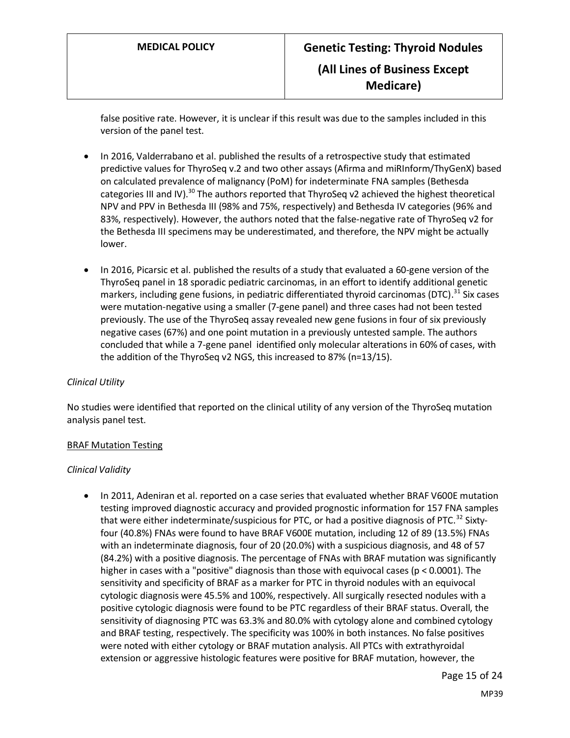false positive rate. However, it is unclear if this result was due to the samples included in this version of the panel test.

- In 2016, Valderrabano et al. published the results of a retrospective study that estimated predictive values for ThyroSeq v.2 and two other assays (Afirma and miRInform/ThyGenX) based on calculated prevalence of malignancy (PoM) for indeterminate FNA samples (Bethesda categories III and IV).[30] The authors reported that ThyroSeq v2 achieved the highest theoretical NPV and PPV in Bethesda III (98% and 75%, respectively) and Bethesda IV categories (96% and 83%, respectively). However, the authors noted that the false-negative rate of ThyroSeq v2 for the Bethesda III specimens may be underestimated, and therefore, the NPV might be actually lower.

- In 2016, Picarsic et al. published the results of a study that evaluated a 60-gene version of the ThyroSeq panel in 18 sporadic pediatric carcinomas, in an effort to identify additional genetic markers, including gene fusions, in pediatric differentiated thyroid carcinomas (DTC).[31] Six cases were mutation-negative using a smaller (7-gene panel) and three cases had not been tested previously. The use of the ThyroSeq assay revealed new gene fusions in four of six previously negative cases (67%) and one point mutation in a previously untested sample. The authors concluded that while a 7-gene panel identified only molecular alterations in 60% of cases, with the addition of the ThyroSeq v2 NGS, this increased to 87% (n=13/15).

*Clinical Utility*

No studies were identified that reported on the clinical utility of any version of the ThyroSeq mutation analysis panel test.

<u>BRAF Mutation Testing</u>

*Clinical Validity*

- In 2011, Adeniran et al. reported on a case series that evaluated whether BRAF V600E mutation testing improved diagnostic accuracy and provided prognostic information for 157 FNA samples that were either indeterminate/suspicious for PTC, or had a positive diagnosis of PTC.[32] Sixty-four (40.8%) FNAs were found to have BRAF V600E mutation, including 12 of 89 (13.5%) FNAs with an indeterminate diagnosis, four of 20 (20.0%) with a suspicious diagnosis, and 48 of 57 (84.2%) with a positive diagnosis. The percentage of FNAs with BRAF mutation was significantly higher in cases with a "positive" diagnosis than those with equivocal cases ($p < 0.0001$). The sensitivity and specificity of BRAF as a marker for PTC in thyroid nodules with an equivocal cytologic diagnosis were 45.5% and 100%, respectively. All surgically resected nodules with a positive cytologic diagnosis were found to be PTC regardless of their BRAF status. Overall, the sensitivity of diagnosing PTC was 63.3% and 80.0% with cytology alone and combined cytology and BRAF testing, respectively. The specificity was 100% in both instances. No false positives were noted with either cytology or BRAF mutation analysis. All PTCs with extrathyroidal extension or aggressive histologic features were positive for BRAF mutation, however, the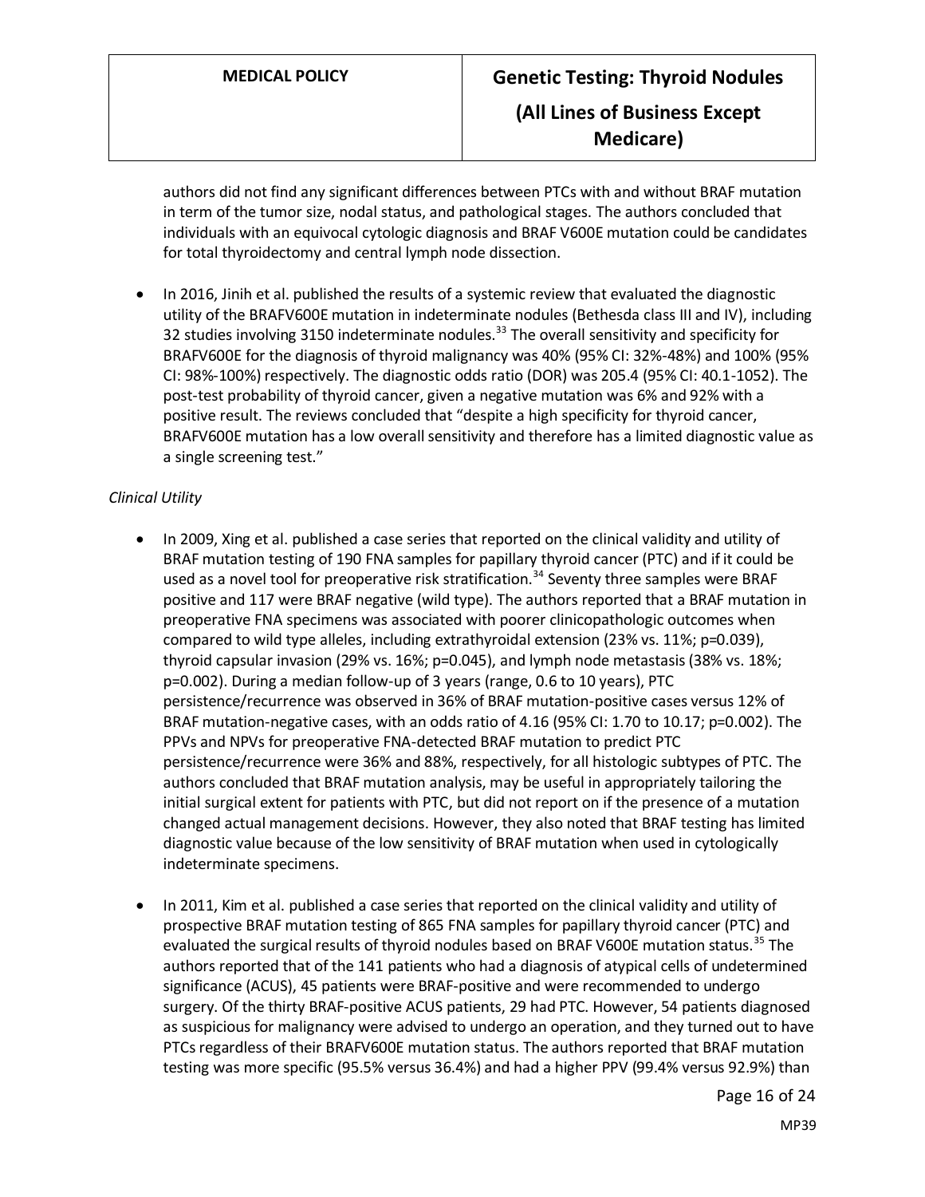authors did not find any significant differences between PTCs with and without BRAF mutation in term of the tumor size, nodal status, and pathological stages. The authors concluded that individuals with an equivocal cytologic diagnosis and BRAF V600E mutation could be candidates for total thyroidectomy and central lymph node dissection.

- In 2016, Jinih et al. published the results of a systemic review that evaluated the diagnostic utility of the BRAFV600E mutation in indeterminate nodules (Bethesda class III and IV), including 32 studies involving 3150 indeterminate nodules.[33] The overall sensitivity and specificity for BRAFV600E for the diagnosis of thyroid malignancy was 40% (95% CI: 32%-48%) and 100% (95% CI: 98%-100%) respectively. The diagnostic odds ratio (DOR) was 205.4 (95% CI: 40.1-1052). The post-test probability of thyroid cancer, given a negative mutation was 6% and 92% with a positive result. The reviews concluded that "despite a high specificity for thyroid cancer, BRAFV600E mutation has a low overall sensitivity and therefore has a limited diagnostic value as a single screening test."

*Clinical Utility*

- In 2009, Xing et al. published a case series that reported on the clinical validity and utility of BRAF mutation testing of 190 FNA samples for papillary thyroid cancer (PTC) and if it could be used as a novel tool for preoperative risk stratification.[34] Seventy three samples were BRAF positive and 117 were BRAF negative (wild type). The authors reported that a BRAF mutation in preoperative FNA specimens was associated with poorer clinicopathologic outcomes when compared to wild type alleles, including extrathyroidal extension (23% vs. 11%; p=0.039), thyroid capsular invasion (29% vs. 16%; p=0.045), and lymph node metastasis (38% vs. 18%; p=0.002). During a median follow-up of 3 years (range, 0.6 to 10 years), PTC persistence/recurrence was observed in 36% of BRAF mutation-positive cases versus 12% of BRAF mutation-negative cases, with an odds ratio of 4.16 (95% CI: 1.70 to 10.17; p=0.002). The PPVs and NPVs for preoperative FNA-detected BRAF mutation to predict PTC persistence/recurrence were 36% and 88%, respectively, for all histologic subtypes of PTC. The authors concluded that BRAF mutation analysis, may be useful in appropriately tailoring the initial surgical extent for patients with PTC, but did not report on if the presence of a mutation changed actual management decisions. However, they also noted that BRAF testing has limited diagnostic value because of the low sensitivity of BRAF mutation when used in cytologically indeterminate specimens.

- In 2011, Kim et al. published a case series that reported on the clinical validity and utility of prospective BRAF mutation testing of 865 FNA samples for papillary thyroid cancer (PTC) and evaluated the surgical results of thyroid nodules based on BRAF V600E mutation status.[35] The authors reported that of the 141 patients who had a diagnosis of atypical cells of undetermined significance (ACUS), 45 patients were BRAF-positive and were recommended to undergo surgery. Of the thirty BRAF-positive ACUS patients, 29 had PTC. However, 54 patients diagnosed as suspicious for malignancy were advised to undergo an operation, and they turned out to have PTCs regardless of their BRAFV600E mutation status. The authors reported that BRAF mutation testing was more specific (95.5% versus 36.4%) and had a higher PPV (99.4% versus 92.9%) than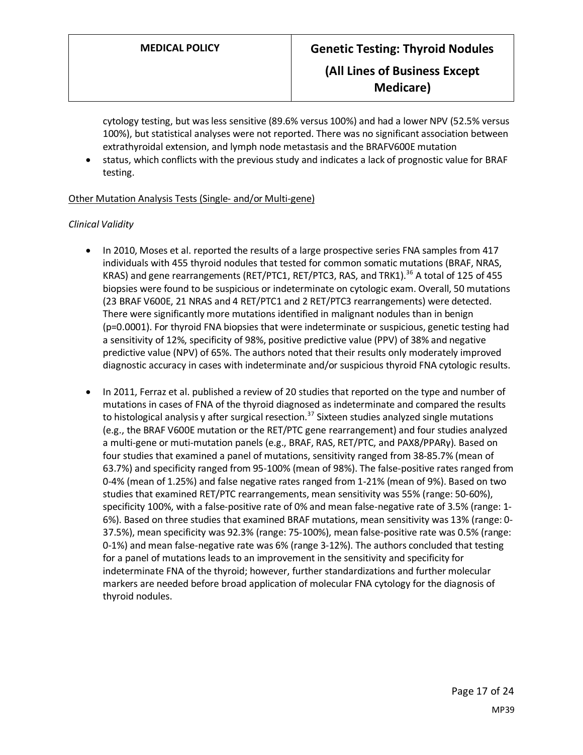cytology testing, but was less sensitive (89.6% versus 100%) and had a lower NPV (52.5% versus 100%), but statistical analyses were not reported. There was no significant association between extrathyroidal extension, and lymph node metastasis and the BRAFV600E mutation

- status, which conflicts with the previous study and indicates a lack of prognostic value for BRAF testing.

Other Mutation Analysis Tests (Single- and/or Multi-gene)

*Clinical Validity*

- In 2010, Moses et al. reported the results of a large prospective series FNA samples from 417 individuals with 455 thyroid nodules that tested for common somatic mutations (BRAF, NRAS, KRAS) and gene rearrangements (RET/PTC1, RET/PTC3, RAS, and TRK1).[36] A total of 125 of 455 biopsies were found to be suspicious or indeterminate on cytologic exam. Overall, 50 mutations (23 BRAF V600E, 21 NRAS and 4 RET/PTC1 and 2 RET/PTC3 rearrangements) were detected. There were significantly more mutations identified in malignant nodules than in benign (p=0.0001). For thyroid FNA biopsies that were indeterminate or suspicious, genetic testing had a sensitivity of 12%, specificity of 98%, positive predictive value (PPV) of 38% and negative predictive value (NPV) of 65%. The authors noted that their results only moderately improved diagnostic accuracy in cases with indeterminate and/or suspicious thyroid FNA cytologic results.

- In 2011, Ferraz et al. published a review of 20 studies that reported on the type and number of mutations in cases of FNA of the thyroid diagnosed as indeterminate and compared the results to histological analysis y after surgical resection.[37] Sixteen studies analyzed single mutations (e.g., the BRAF V600E mutation or the RET/PTC gene rearrangement) and four studies analyzed a multi-gene or muti-mutation panels (e.g., BRAF, RAS, RET/PTC, and PAX8/PPARγ). Based on four studies that examined a panel of mutations, sensitivity ranged from 38-85.7% (mean of 63.7%) and specificity ranged from 95-100% (mean of 98%). The false-positive rates ranged from 0-4% (mean of 1.25%) and false negative rates ranged from 1-21% (mean of 9%). Based on two studies that examined RET/PTC rearrangements, mean sensitivity was 55% (range: 50-60%), specificity 100%, with a false-positive rate of 0% and mean false-negative rate of 3.5% (range: 1-6%). Based on three studies that examined BRAF mutations, mean sensitivity was 13% (range: 0-37.5%), mean specificity was 92.3% (range: 75-100%), mean false-positive rate was 0.5% (range: 0-1%) and mean false-negative rate was 6% (range 3-12%). The authors concluded that testing for a panel of mutations leads to an improvement in the sensitivity and specificity for indeterminate FNA of the thyroid; however, further standardizations and further molecular markers are needed before broad application of molecular FNA cytology for the diagnosis of thyroid nodules.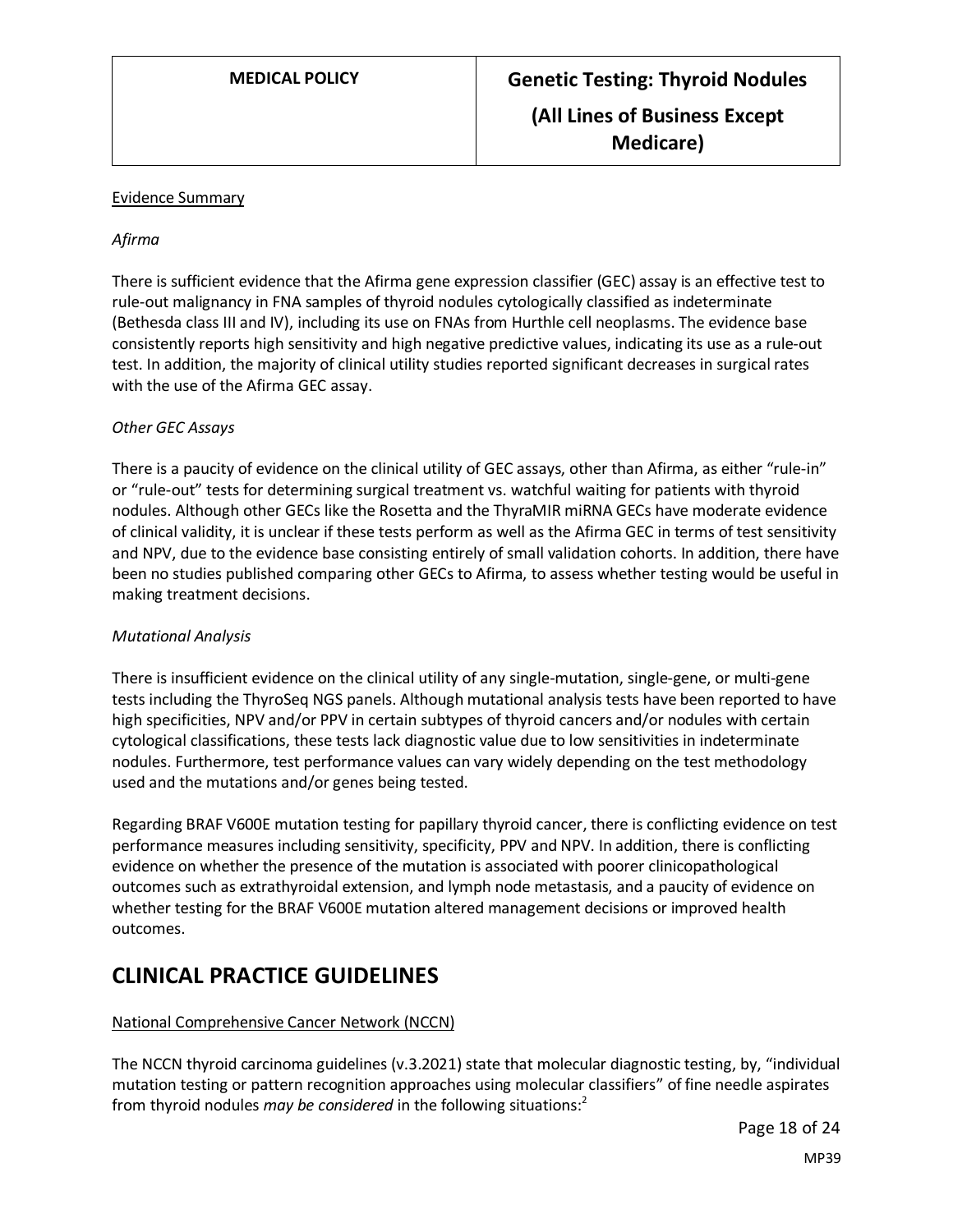Evidence Summary

*Afirma*

There is sufficient evidence that the Afirma gene expression classifier (GEC) assay is an effective test to rule-out malignancy in FNA samples of thyroid nodules cytologically classified as indeterminate (Bethesda class III and IV), including its use on FNAs from Hurthle cell neoplasms. The evidence base consistently reports high sensitivity and high negative predictive values, indicating its use as a rule-out test. In addition, the majority of clinical utility studies reported significant decreases in surgical rates with the use of the Afirma GEC assay.

*Other GEC Assays*

There is a paucity of evidence on the clinical utility of GEC assays, other than Afirma, as either "rule-in" or "rule-out" tests for determining surgical treatment vs. watchful waiting for patients with thyroid nodules. Although other GECs like the Rosetta and the ThyraMIR miRNA GECs have moderate evidence of clinical validity, it is unclear if these tests perform as well as the Afirma GEC in terms of test sensitivity and NPV, due to the evidence base consisting entirely of small validation cohorts. In addition, there have been no studies published comparing other GECs to Afirma, to assess whether testing would be useful in making treatment decisions.

*Mutational Analysis*

There is insufficient evidence on the clinical utility of any single-mutation, single-gene, or multi-gene tests including the ThyroSeq NGS panels. Although mutational analysis tests have been reported to have high specificities, NPV and/or PPV in certain subtypes of thyroid cancers and/or nodules with certain cytological classifications, these tests lack diagnostic value due to low sensitivities in indeterminate nodules. Furthermore, test performance values can vary widely depending on the test methodology used and the mutations and/or genes being tested.

Regarding BRAF V600E mutation testing for papillary thyroid cancer, there is conflicting evidence on test performance measures including sensitivity, specificity, PPV and NPV. In addition, there is conflicting evidence on whether the presence of the mutation is associated with poorer clinicopathological outcomes such as extrathyroidal extension, and lymph node metastasis, and a paucity of evidence on whether testing for the BRAF V600E mutation altered management decisions or improved health outcomes.

# CLINICAL PRACTICE GUIDELINES

National Comprehensive Cancer Network (NCCN)

The NCCN thyroid carcinoma guidelines (v.3.2021) state that molecular diagnostic testing, by, "individual mutation testing or pattern recognition approaches using molecular classifiers" of fine needle aspirates from thyroid nodules *may be considered* in the following situations:[2]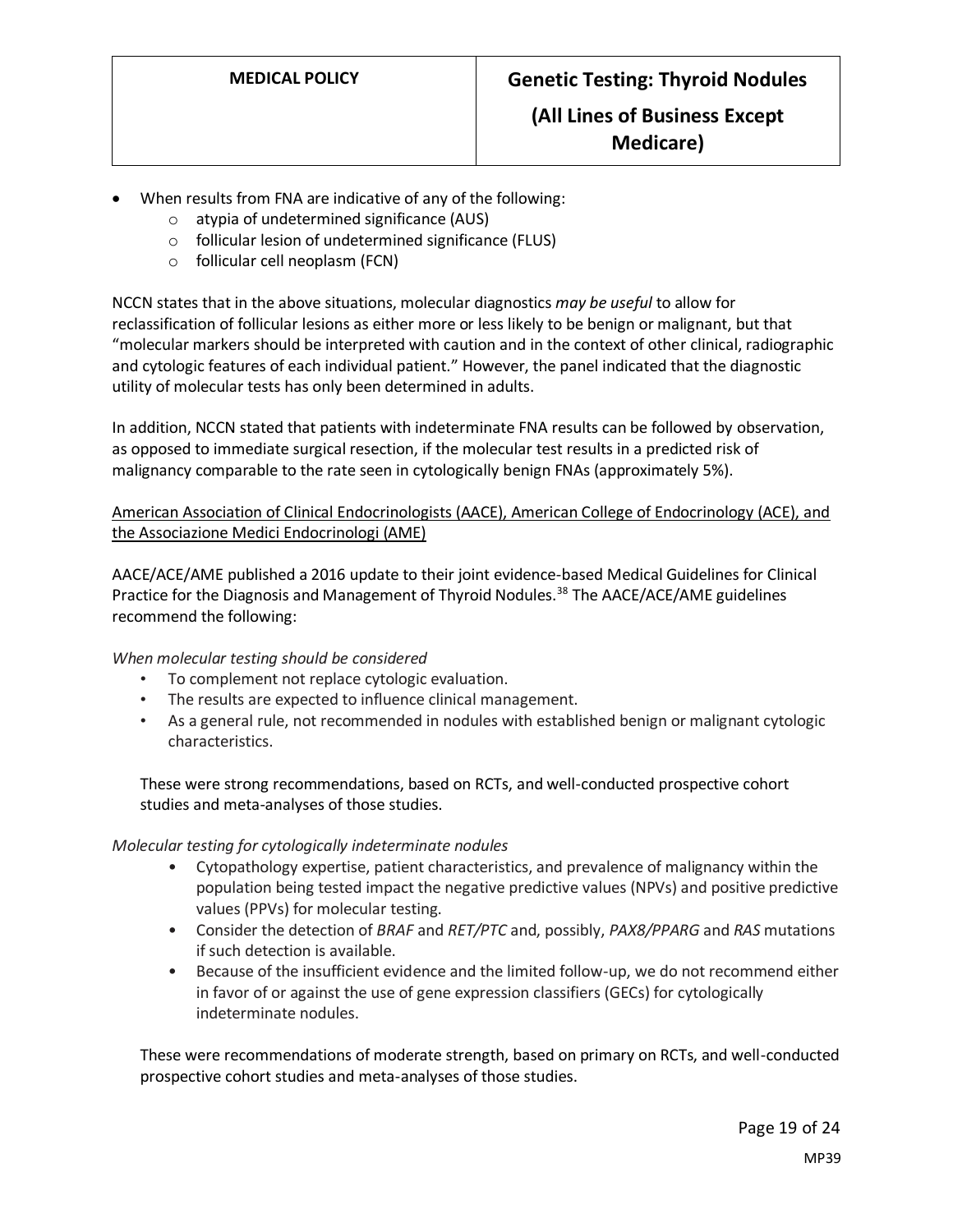- When results from FNA are indicative of any of the following:
    - atypia of undetermined significance (AUS)
    - follicular lesion of undetermined significance (FLUS)
    - follicular cell neoplasm (FCN)

NCCN states that in the above situations, molecular diagnostics *may be useful* to allow for reclassification of follicular lesions as either more or less likely to be benign or malignant, but that "molecular markers should be interpreted with caution and in the context of other clinical, radiographic and cytologic features of each individual patient." However, the panel indicated that the diagnostic utility of molecular tests has only been determined in adults.

In addition, NCCN stated that patients with indeterminate FNA results can be followed by observation, as opposed to immediate surgical resection, if the molecular test results in a predicted risk of malignancy comparable to the rate seen in cytologically benign FNAs (approximately 5%).

<u>American Association of Clinical Endocrinologists (AACE), American College of Endocrinology (ACE), and the Associazione Medici Endocrinologi (AME)</u>

AACE/ACE/AME published a 2016 update to their joint evidence-based Medical Guidelines for Clinical Practice for the Diagnosis and Management of Thyroid Nodules.[38] The AACE/ACE/AME guidelines recommend the following:

*When molecular testing should be considered*

- To complement not replace cytologic evaluation.
- The results are expected to influence clinical management.
- As a general rule, not recommended in nodules with established benign or malignant cytologic characteristics.

These were strong recommendations, based on RCTs, and well-conducted prospective cohort studies and meta-analyses of those studies.

*Molecular testing for cytologically indeterminate nodules*

- Cytopathology expertise, patient characteristics, and prevalence of malignancy within the population being tested impact the negative predictive values (NPVs) and positive predictive values (PPVs) for molecular testing.
- Consider the detection of *BRAF* and *RET/PTC* and, possibly, *PAX8/PPARG* and *RAS* mutations if such detection is available.
- Because of the insufficient evidence and the limited follow-up, we do not recommend either in favor of or against the use of gene expression classifiers (GECs) for cytologically indeterminate nodules.

These were recommendations of moderate strength, based on primary on RCTs, and well-conducted prospective cohort studies and meta-analyses of those studies.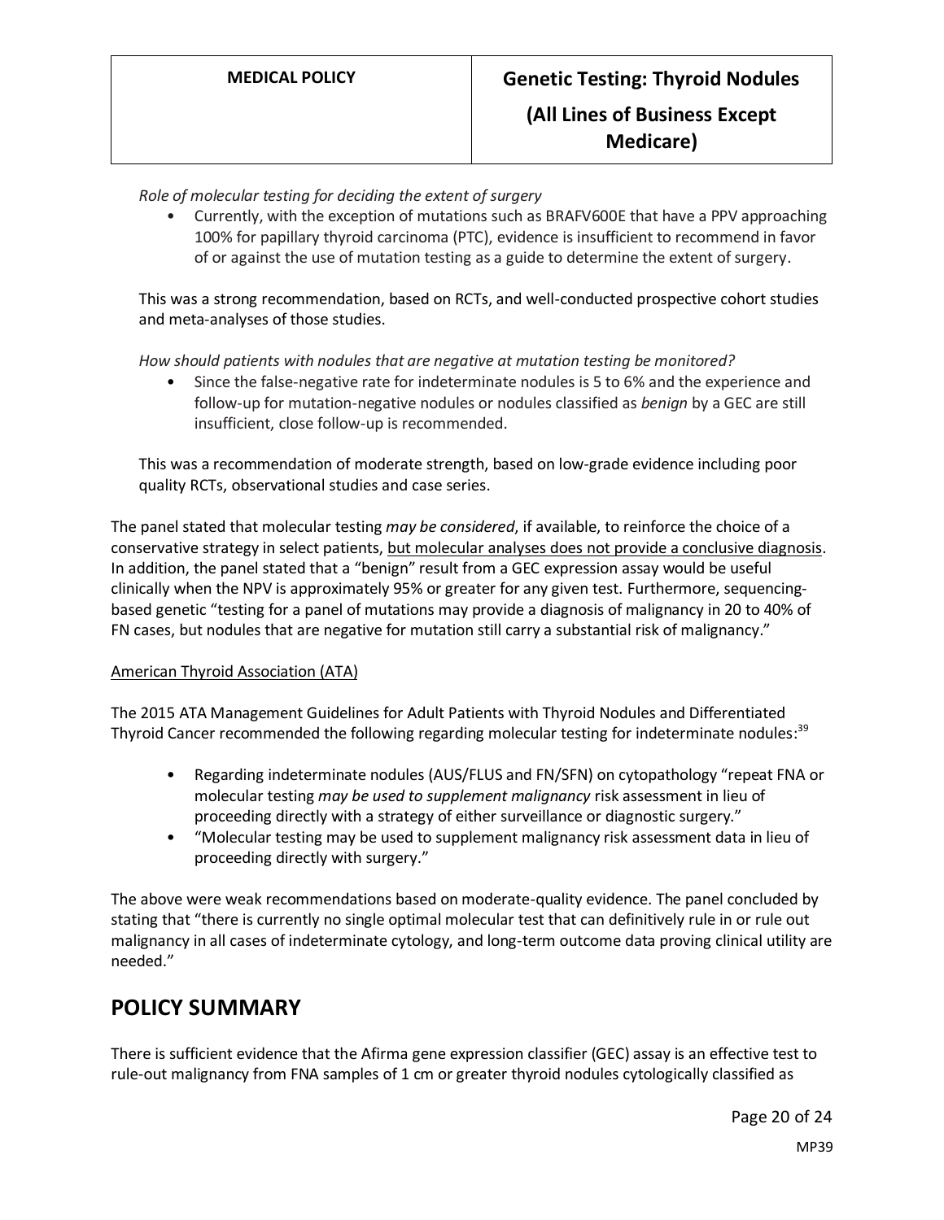*Role of molecular testing for deciding the extent of surgery*

- Currently, with the exception of mutations such as BRAFV600E that have a PPV approaching 100% for papillary thyroid carcinoma (PTC), evidence is insufficient to recommend in favor of or against the use of mutation testing as a guide to determine the extent of surgery.

This was a strong recommendation, based on RCTs, and well-conducted prospective cohort studies and meta-analyses of those studies.

*How should patients with nodules that are negative at mutation testing be monitored?*

- Since the false-negative rate for indeterminate nodules is 5 to 6% and the experience and follow-up for mutation-negative nodules or nodules classified as *benign* by a GEC are still insufficient, close follow-up is recommended.

This was a recommendation of moderate strength, based on low-grade evidence including poor quality RCTs, observational studies and case series.

The panel stated that molecular testing *may be considered*, if available, to reinforce the choice of a conservative strategy in select patients, <u>but molecular analyses does not provide a conclusive diagnosis</u>. In addition, the panel stated that a "benign" result from a GEC expression assay would be useful clinically when the NPV is approximately 95% or greater for any given test. Furthermore, sequencing-based genetic "testing for a panel of mutations may provide a diagnosis of malignancy in 20 to 40% of FN cases, but nodules that are negative for mutation still carry a substantial risk of malignancy."

<u>American Thyroid Association (ATA)</u>

The 2015 ATA Management Guidelines for Adult Patients with Thyroid Nodules and Differentiated Thyroid Cancer recommended the following regarding molecular testing for indeterminate nodules:[39]

- Regarding indeterminate nodules (AUS/FLUS and FN/SFN) on cytopathology "repeat FNA or molecular testing *may be used to supplement malignancy* risk assessment in lieu of proceeding directly with a strategy of either surveillance or diagnostic surgery."
- "Molecular testing may be used to supplement malignancy risk assessment data in lieu of proceeding directly with surgery."

The above were weak recommendations based on moderate-quality evidence. The panel concluded by stating that "there is currently no single optimal molecular test that can definitively rule in or rule out malignancy in all cases of indeterminate cytology, and long-term outcome data proving clinical utility are needed."

## POLICY SUMMARY

There is sufficient evidence that the Afirma gene expression classifier (GEC) assay is an effective test to rule-out malignancy from FNA samples of 1 cm or greater thyroid nodules cytologically classified as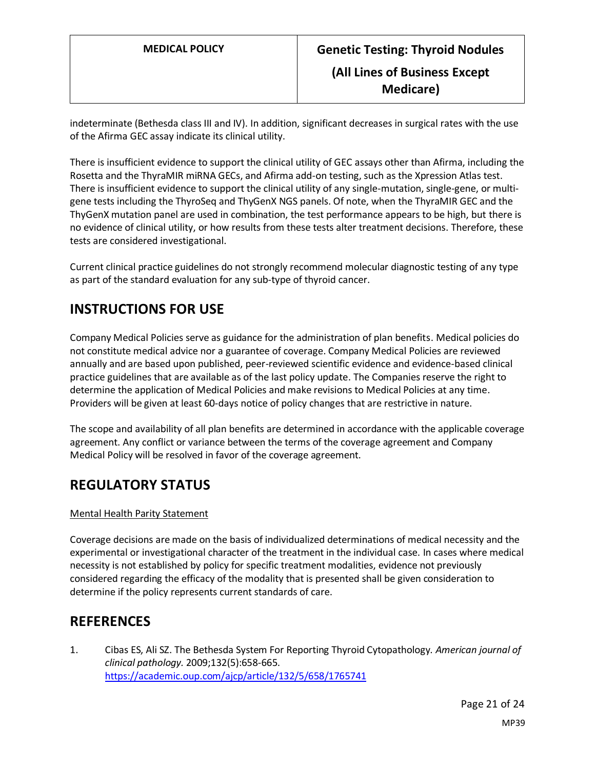indeterminate (Bethesda class III and IV). In addition, significant decreases in surgical rates with the use of the Afirma GEC assay indicate its clinical utility.

There is insufficient evidence to support the clinical utility of GEC assays other than Afirma, including the Rosetta and the ThyraMIR miRNA GECs, and Afirma add-on testing, such as the Xpression Atlas test. There is insufficient evidence to support the clinical utility of any single-mutation, single-gene, or multi-gene tests including the ThyroSeq and ThyGenX NGS panels. Of note, when the ThyraMIR GEC and the ThyGenX mutation panel are used in combination, the test performance appears to be high, but there is no evidence of clinical utility, or how results from these tests alter treatment decisions. Therefore, these tests are considered investigational.

Current clinical practice guidelines do not strongly recommend molecular diagnostic testing of any type as part of the standard evaluation for any sub-type of thyroid cancer.

# INSTRUCTIONS FOR USE

Company Medical Policies serve as guidance for the administration of plan benefits. Medical policies do not constitute medical advice nor a guarantee of coverage. Company Medical Policies are reviewed annually and are based upon published, peer-reviewed scientific evidence and evidence-based clinical practice guidelines that are available as of the last policy update. The Companies reserve the right to determine the application of Medical Policies and make revisions to Medical Policies at any time. Providers will be given at least 60-days notice of policy changes that are restrictive in nature.

The scope and availability of all plan benefits are determined in accordance with the applicable coverage agreement. Any conflict or variance between the terms of the coverage agreement and Company Medical Policy will be resolved in favor of the coverage agreement.

# REGULATORY STATUS

Mental Health Parity Statement

Coverage decisions are made on the basis of individualized determinations of medical necessity and the experimental or investigational character of the treatment in the individual case. In cases where medical necessity is not established by policy for specific treatment modalities, evidence not previously considered regarding the efficacy of the modality that is presented shall be given consideration to determine if the policy represents current standards of care.

# REFERENCES

1. Cibas ES, Ali SZ. The Bethesda System For Reporting Thyroid Cytopathology. *American journal of clinical pathology.* 2009;132(5):658-665. https://academic.oup.com/ajcp/article/132/5/658/1765741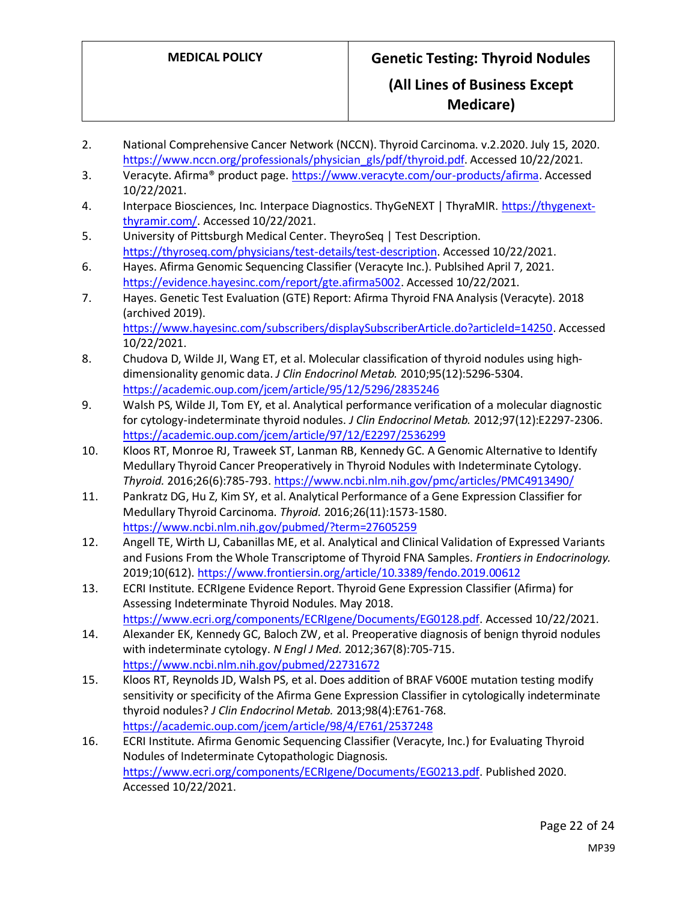2. National Comprehensive Cancer Network (NCCN). Thyroid Carcinoma. v.2.2020. July 15, 2020. https://www.nccn.org/professionals/physician_gls/pdf/thyroid.pdf. Accessed 10/22/2021.
3. Veracyte. Afirma® product page. https://www.veracyte.com/our-products/afirma. Accessed 10/22/2021.
4. Interpace Biosciences, Inc. Interpace Diagnostics. ThyGeNEXT | ThyraMIR. https://thygenext-thyramir.com/. Accessed 10/22/2021.
5. University of Pittsburgh Medical Center. TheyroSeq | Test Description. https://thyroseq.com/physicians/test-details/test-description. Accessed 10/22/2021.
6. Hayes. Afirma Genomic Sequencing Classifier (Veracyte Inc.). Publsihed April 7, 2021. https://evidence.hayesinc.com/report/gte.afirma5002. Accessed 10/22/2021.
7. Hayes. Genetic Test Evaluation (GTE) Report: Afirma Thyroid FNA Analysis (Veracyte). 2018 (archived 2019). https://www.hayesinc.com/subscribers/displaySubscriberArticle.do?articleId=14250. Accessed 10/22/2021.
8. Chudova D, Wilde JI, Wang ET, et al. Molecular classification of thyroid nodules using high-dimensionality genomic data. *J Clin Endocrinol Metab.* 2010;95(12):5296-5304. https://academic.oup.com/jcem/article/95/12/5296/2835246
9. Walsh PS, Wilde JI, Tom EY, et al. Analytical performance verification of a molecular diagnostic for cytology-indeterminate thyroid nodules. *J Clin Endocrinol Metab.* 2012;97(12):E2297-2306. https://academic.oup.com/jcem/article/97/12/E2297/2536299
10. Kloos RT, Monroe RJ, Traweek ST, Lanman RB, Kennedy GC. A Genomic Alternative to Identify Medullary Thyroid Cancer Preoperatively in Thyroid Nodules with Indeterminate Cytology. *Thyroid.* 2016;26(6):785-793. https://www.ncbi.nlm.nih.gov/pmc/articles/PMC4913490/
11. Pankratz DG, Hu Z, Kim SY, et al. Analytical Performance of a Gene Expression Classifier for Medullary Thyroid Carcinoma. *Thyroid.* 2016;26(11):1573-1580. https://www.ncbi.nlm.nih.gov/pubmed/?term=27605259
12. Angell TE, Wirth LJ, Cabanillas ME, et al. Analytical and Clinical Validation of Expressed Variants and Fusions From the Whole Transcriptome of Thyroid FNA Samples. *Frontiers in Endocrinology.* 2019;10(612). https://www.frontiersin.org/article/10.3389/fendo.2019.00612
13. ECRI Institute. ECRIgene Evidence Report. Thyroid Gene Expression Classifier (Afirma) for Assessing Indeterminate Thyroid Nodules. May 2018. https://www.ecri.org/components/ECRIgene/Documents/EG0128.pdf. Accessed 10/22/2021.
14. Alexander EK, Kennedy GC, Baloch ZW, et al. Preoperative diagnosis of benign thyroid nodules with indeterminate cytology. *N Engl J Med.* 2012;367(8):705-715. https://www.ncbi.nlm.nih.gov/pubmed/22731672
15. Kloos RT, Reynolds JD, Walsh PS, et al. Does addition of BRAF V600E mutation testing modify sensitivity or specificity of the Afirma Gene Expression Classifier in cytologically indeterminate thyroid nodules? *J Clin Endocrinol Metab.* 2013;98(4):E761-768. https://academic.oup.com/jcem/article/98/4/E761/2537248
16. ECRI Institute. Afirma Genomic Sequencing Classifier (Veracyte, Inc.) for Evaluating Thyroid Nodules of Indeterminate Cytopathologic Diagnosis. https://www.ecri.org/components/ECRIgene/Documents/EG0213.pdf. Published 2020. Accessed 10/22/2021.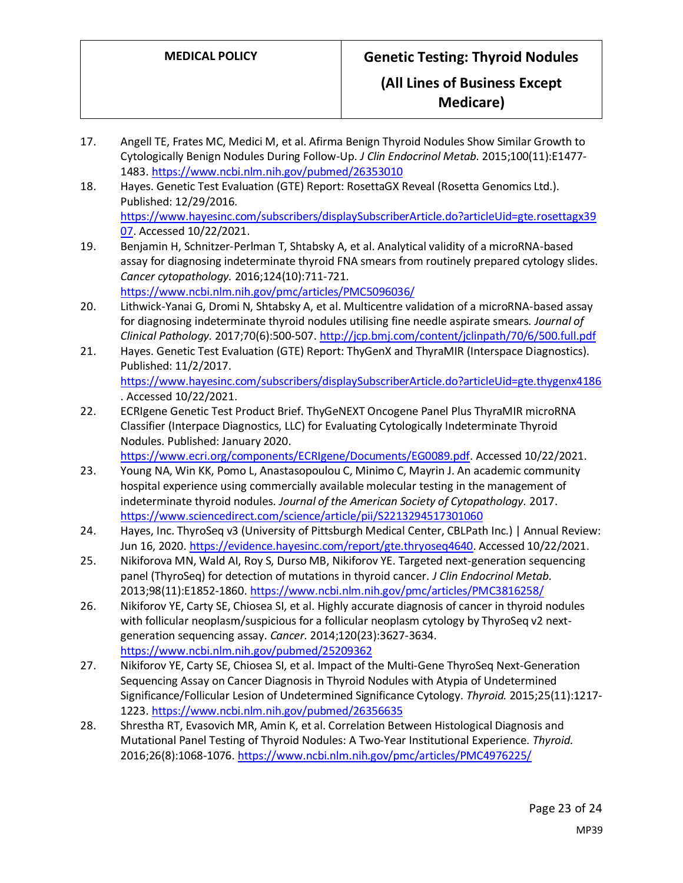17. Angell TE, Frates MC, Medici M, et al. Afirma Benign Thyroid Nodules Show Similar Growth to Cytologically Benign Nodules During Follow-Up. *J Clin Endocrinol Metab.* 2015;100(11):E1477-1483. https://www.ncbi.nlm.nih.gov/pubmed/26353010
18. Hayes. Genetic Test Evaluation (GTE) Report: RosettaGX Reveal (Rosetta Genomics Ltd.). Published: 12/29/2016. https://www.hayesinc.com/subscribers/displaySubscriberArticle.do?articleUid=gte.rosettagx3907. Accessed 10/22/2021.
19. Benjamin H, Schnitzer-Perlman T, Shtabsky A, et al. Analytical validity of a microRNA-based assay for diagnosing indeterminate thyroid FNA smears from routinely prepared cytology slides. *Cancer cytopathology.* 2016;124(10):711-721. https://www.ncbi.nlm.nih.gov/pmc/articles/PMC5096036/
20. Lithwick-Yanai G, Dromi N, Shtabsky A, et al. Multicentre validation of a microRNA-based assay for diagnosing indeterminate thyroid nodules utilising fine needle aspirate smears. *Journal of Clinical Pathology.* 2017;70(6):500-507. http://jcp.bmj.com/content/jclinpath/70/6/500.full.pdf
21. Hayes. Genetic Test Evaluation (GTE) Report: ThyGenX and ThyraMIR (Interspace Diagnostics). Published: 11/2/2017. https://www.hayesinc.com/subscribers/displaySubscriberArticle.do?articleUid=gte.thygenx4186. Accessed 10/22/2021.
22. ECRIgene Genetic Test Product Brief. ThyGeNEXT Oncogene Panel Plus ThyraMIR microRNA Classifier (Interpace Diagnostics, LLC) for Evaluating Cytologically Indeterminate Thyroid Nodules. Published: January 2020. https://www.ecri.org/components/ECRIgene/Documents/EG0089.pdf. Accessed 10/22/2021.
23. Young NA, Win KK, Pomo L, Anastasopoulou C, Minimo C, Mayrin J. An academic community hospital experience using commercially available molecular testing in the management of indeterminate thyroid nodules. *Journal of the American Society of Cytopathology.* 2017. https://www.sciencedirect.com/science/article/pii/S2213294517301060
24. Hayes, Inc. ThyroSeq v3 (University of Pittsburgh Medical Center, CBLPath Inc.) | Annual Review: Jun 16, 2020. https://evidence.hayesinc.com/report/gte.thryoseq4640. Accessed 10/22/2021.
25. Nikiforova MN, Wald AI, Roy S, Durso MB, Nikiforov YE. Targeted next-generation sequencing panel (ThyroSeq) for detection of mutations in thyroid cancer. *J Clin Endocrinol Metab.* 2013;98(11):E1852-1860. https://www.ncbi.nlm.nih.gov/pmc/articles/PMC3816258/
26. Nikiforov YE, Carty SE, Chiosea SI, et al. Highly accurate diagnosis of cancer in thyroid nodules with follicular neoplasm/suspicious for a follicular neoplasm cytology by ThyroSeq v2 next-generation sequencing assay. *Cancer.* 2014;120(23):3627-3634. https://www.ncbi.nlm.nih.gov/pubmed/25209362
27. Nikiforov YE, Carty SE, Chiosea SI, et al. Impact of the Multi-Gene ThyroSeq Next-Generation Sequencing Assay on Cancer Diagnosis in Thyroid Nodules with Atypia of Undetermined Significance/Follicular Lesion of Undetermined Significance Cytology. *Thyroid.* 2015;25(11):1217-1223. https://www.ncbi.nlm.nih.gov/pubmed/26356635
28. Shrestha RT, Evasovich MR, Amin K, et al. Correlation Between Histological Diagnosis and Mutational Panel Testing of Thyroid Nodules: A Two-Year Institutional Experience. *Thyroid.* 2016;26(8):1068-1076. https://www.ncbi.nlm.nih.gov/pmc/articles/PMC4976225/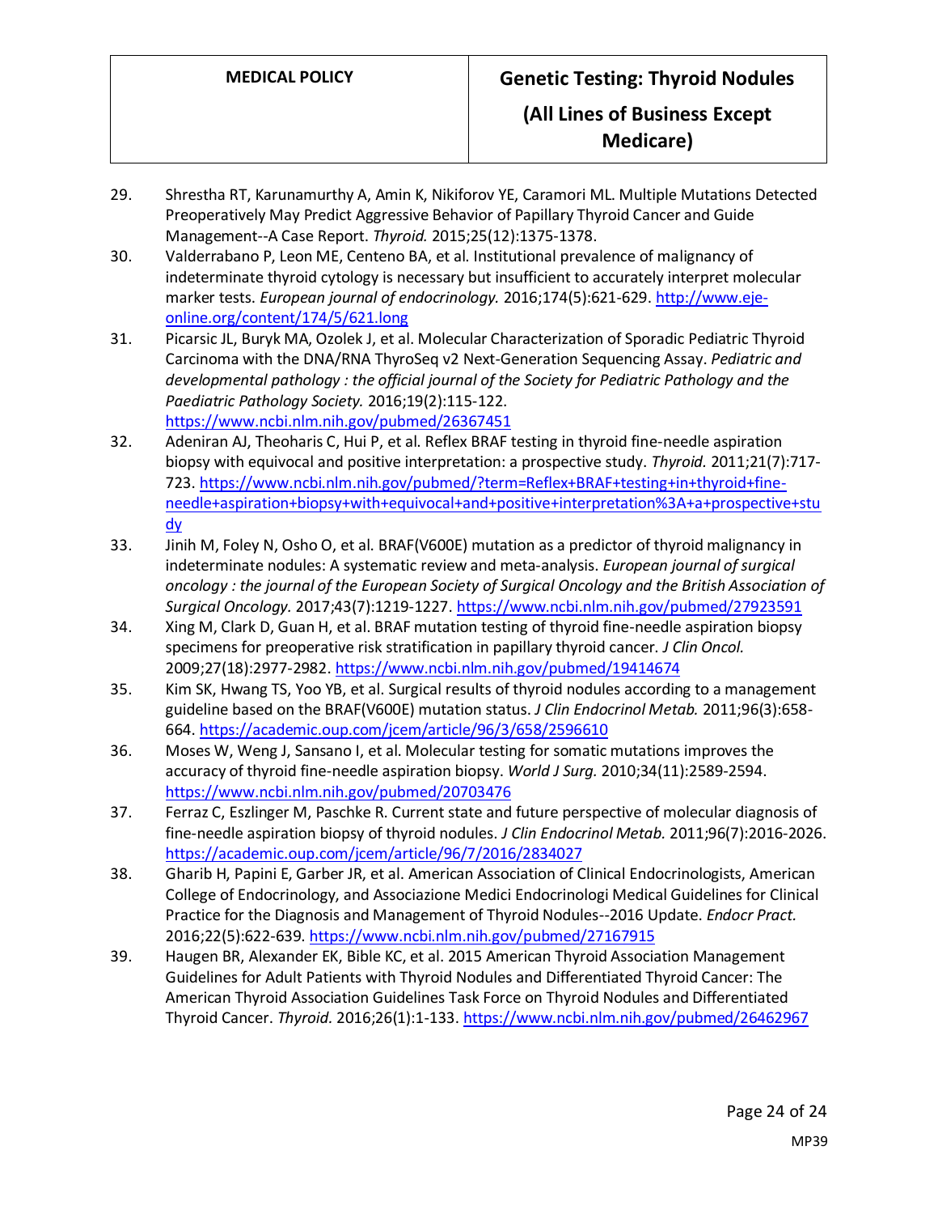29. Shrestha RT, Karunamurthy A, Amin K, Nikiforov YE, Caramori ML. Multiple Mutations Detected Preoperatively May Predict Aggressive Behavior of Papillary Thyroid Cancer and Guide Management--A Case Report. *Thyroid.* 2015;25(12):1375-1378.
30. Valderrabano P, Leon ME, Centeno BA, et al. Institutional prevalence of malignancy of indeterminate thyroid cytology is necessary but insufficient to accurately interpret molecular marker tests. *European journal of endocrinology.* 2016;174(5):621-629. http://www.eje-online.org/content/174/5/621.long
31. Picarsic JL, Buryk MA, Ozolek J, et al. Molecular Characterization of Sporadic Pediatric Thyroid Carcinoma with the DNA/RNA ThyroSeq v2 Next-Generation Sequencing Assay. *Pediatric and developmental pathology : the official journal of the Society for Pediatric Pathology and the Paediatric Pathology Society.* 2016;19(2):115-122. https://www.ncbi.nlm.nih.gov/pubmed/26367451
32. Adeniran AJ, Theoharis C, Hui P, et al. Reflex BRAF testing in thyroid fine-needle aspiration biopsy with equivocal and positive interpretation: a prospective study. *Thyroid.* 2011;21(7):717-723. https://www.ncbi.nlm.nih.gov/pubmed/?term=Reflex+BRAF+testing+in+thyroid+fine-needle+aspiration+biopsy+with+equivocal+and+positive+interpretation%3A+a+prospective+study
33. Jinih M, Foley N, Osho O, et al. BRAF(V600E) mutation as a predictor of thyroid malignancy in indeterminate nodules: A systematic review and meta-analysis. *European journal of surgical oncology : the journal of the European Society of Surgical Oncology and the British Association of Surgical Oncology.* 2017;43(7):1219-1227. https://www.ncbi.nlm.nih.gov/pubmed/27923591
34. Xing M, Clark D, Guan H, et al. BRAF mutation testing of thyroid fine-needle aspiration biopsy specimens for preoperative risk stratification in papillary thyroid cancer. *J Clin Oncol.* 2009;27(18):2977-2982. https://www.ncbi.nlm.nih.gov/pubmed/19414674
35. Kim SK, Hwang TS, Yoo YB, et al. Surgical results of thyroid nodules according to a management guideline based on the BRAF(V600E) mutation status. *J Clin Endocrinol Metab.* 2011;96(3):658-664. https://academic.oup.com/jcem/article/96/3/658/2596610
36. Moses W, Weng J, Sansano I, et al. Molecular testing for somatic mutations improves the accuracy of thyroid fine-needle aspiration biopsy. *World J Surg.* 2010;34(11):2589-2594. https://www.ncbi.nlm.nih.gov/pubmed/20703476
37. Ferraz C, Eszlinger M, Paschke R. Current state and future perspective of molecular diagnosis of fine-needle aspiration biopsy of thyroid nodules. *J Clin Endocrinol Metab.* 2011;96(7):2016-2026. https://academic.oup.com/jcem/article/96/7/2016/2834027
38. Gharib H, Papini E, Garber JR, et al. American Association of Clinical Endocrinologists, American College of Endocrinology, and Associazione Medici Endocrinologi Medical Guidelines for Clinical Practice for the Diagnosis and Management of Thyroid Nodules--2016 Update. *Endocr Pract.* 2016;22(5):622-639. https://www.ncbi.nlm.nih.gov/pubmed/27167915
39. Haugen BR, Alexander EK, Bible KC, et al. 2015 American Thyroid Association Management Guidelines for Adult Patients with Thyroid Nodules and Differentiated Thyroid Cancer: The American Thyroid Association Guidelines Task Force on Thyroid Nodules and Differentiated Thyroid Cancer. *Thyroid.* 2016;26(1):1-133. https://www.ncbi.nlm.nih.gov/pubmed/26462967